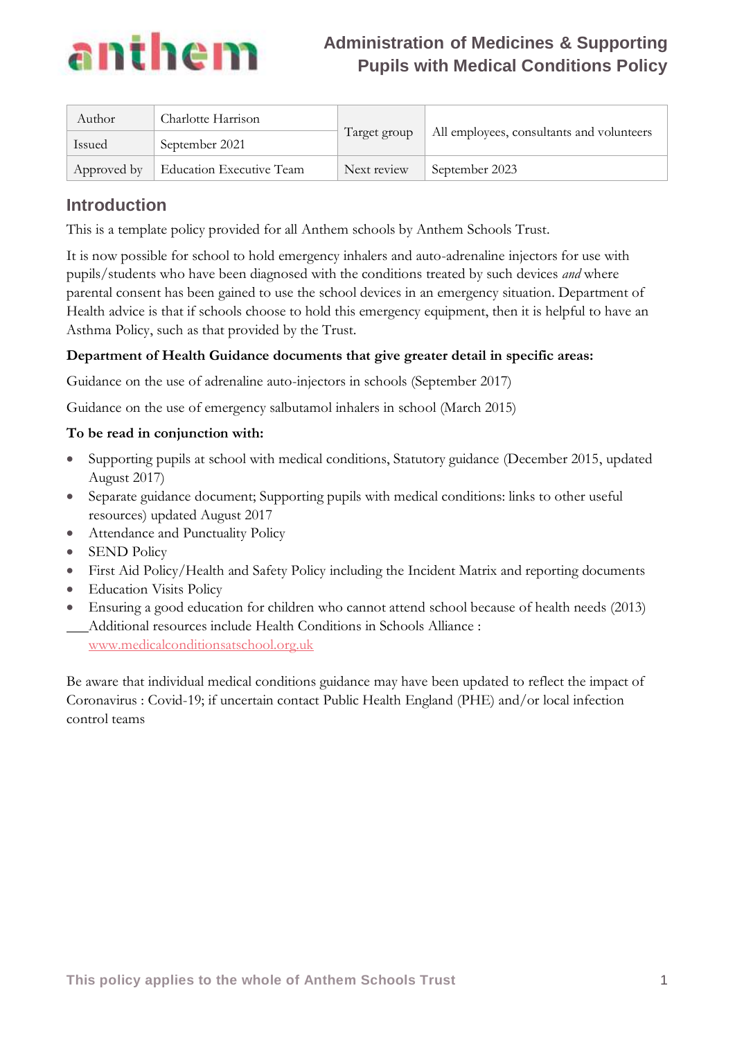# Administration of Medicines & Supporting Pupils with Medical Conditions Policy

| Author | Charlotte Harrison | Target group | All employees, consultants and volunteers |
|---|---|---|---|
| Issued | September 2021 | | |
| Approved by | Education Executive Team | Next review | September 2023 |

## Introduction

This is a template policy provided for all Anthem schools by Anthem Schools Trust.

It is now possible for school to hold emergency inhalers and auto-adrenaline injectors for use with pupils/students who have been diagnosed with the conditions treated by such devices *and* where parental consent has been gained to use the school devices in an emergency situation. Department of Health advice is that if schools choose to hold this emergency equipment, then it is helpful to have an Asthma Policy, such as that provided by the Trust.

**Department of Health Guidance documents that give greater detail in specific areas:**

Guidance on the use of adrenaline auto-injectors in schools (September 2017)

Guidance on the use of emergency salbutamol inhalers in school (March 2015)

**To be read in conjunction with:**

- Supporting pupils at school with medical conditions, Statutory guidance (December 2015, updated August 2017)
- Separate guidance document; Supporting pupils with medical conditions: links to other useful resources) updated August 2017
- Attendance and Punctuality Policy
- SEND Policy
- First Aid Policy/Health and Safety Policy including the Incident Matrix and reporting documents
- Education Visits Policy
- Ensuring a good education for children who cannot attend school because of health needs (2013)

Additional resources include Health Conditions in Schools Alliance : www.medicalconditionsatschool.org.uk

Be aware that individual medical conditions guidance may have been updated to reflect the impact of Coronavirus : Covid-19; if uncertain contact Public Health England (PHE) and/or local infection control teams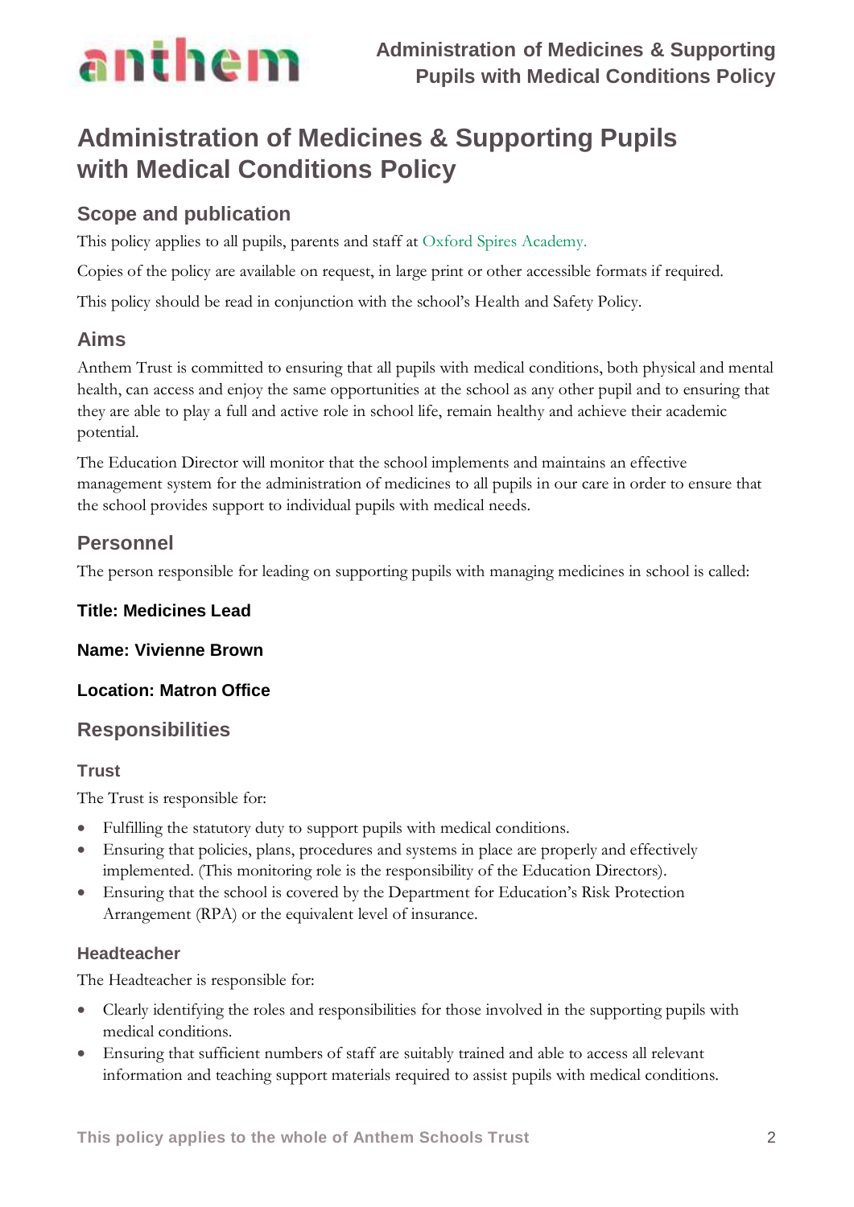# Administration of Medicines & Supporting Pupils with Medical Conditions Policy

## Scope and publication

This policy applies to all pupils, parents and staff at Oxford Spires Academy.

Copies of the policy are available on request, in large print or other accessible formats if required.

This policy should be read in conjunction with the school's Health and Safety Policy.

## Aims

Anthem Trust is committed to ensuring that all pupils with medical conditions, both physical and mental health, can access and enjoy the same opportunities at the school as any other pupil and to ensuring that they are able to play a full and active role in school life, remain healthy and achieve their academic potential.

The Education Director will monitor that the school implements and maintains an effective management system for the administration of medicines to all pupils in our care in order to ensure that the school provides support to individual pupils with medical needs.

## Personnel

The person responsible for leading on supporting pupils with managing medicines in school is called:

**Title: Medicines Lead**

**Name: Vivienne Brown**

**Location: Matron Office**

## Responsibilities

### Trust

The Trust is responsible for:

- Fulfilling the statutory duty to support pupils with medical conditions.
- Ensuring that policies, plans, procedures and systems in place are properly and effectively implemented. (This monitoring role is the responsibility of the Education Directors).
- Ensuring that the school is covered by the Department for Education's Risk Protection Arrangement (RPA) or the equivalent level of insurance.

### Headteacher

The Headteacher is responsible for:

- Clearly identifying the roles and responsibilities for those involved in the supporting pupils with medical conditions.
- Ensuring that sufficient numbers of staff are suitably trained and able to access all relevant information and teaching support materials required to assist pupils with medical conditions.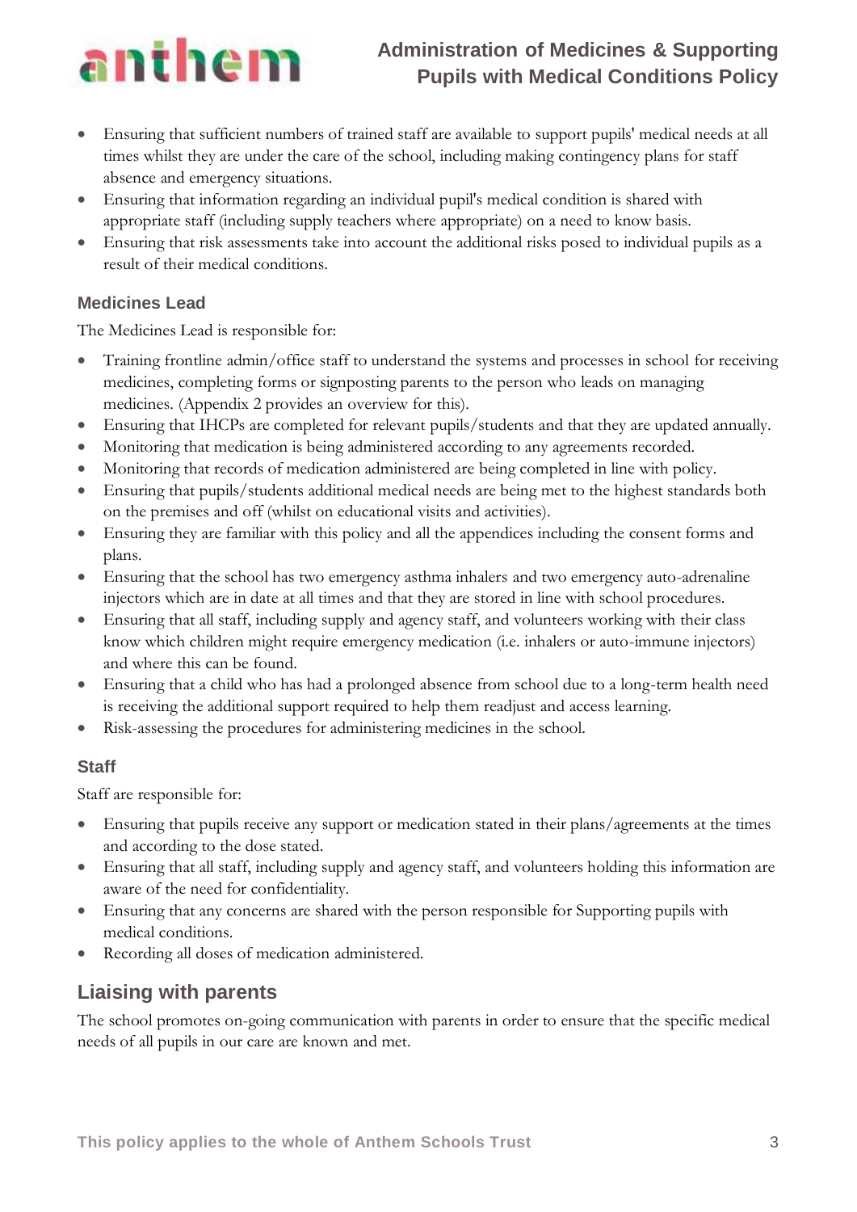- Ensuring that sufficient numbers of trained staff are available to support pupils' medical needs at all times whilst they are under the care of the school, including making contingency plans for staff absence and emergency situations.
- Ensuring that information regarding an individual pupil's medical condition is shared with appropriate staff (including supply teachers where appropriate) on a need to know basis.
- Ensuring that risk assessments take into account the additional risks posed to individual pupils as a result of their medical conditions.

### Medicines Lead

The Medicines Lead is responsible for:

- Training frontline admin/office staff to understand the systems and processes in school for receiving medicines, completing forms or signposting parents to the person who leads on managing medicines. (Appendix 2 provides an overview for this).
- Ensuring that IHCPs are completed for relevant pupils/students and that they are updated annually.
- Monitoring that medication is being administered according to any agreements recorded.
- Monitoring that records of medication administered are being completed in line with policy.
- Ensuring that pupils/students additional medical needs are being met to the highest standards both on the premises and off (whilst on educational visits and activities).
- Ensuring they are familiar with this policy and all the appendices including the consent forms and plans.
- Ensuring that the school has two emergency asthma inhalers and two emergency auto-adrenaline injectors which are in date at all times and that they are stored in line with school procedures.
- Ensuring that all staff, including supply and agency staff, and volunteers working with their class know which children might require emergency medication (i.e. inhalers or auto-immune injectors) and where this can be found.
- Ensuring that a child who has had a prolonged absence from school due to a long-term health need is receiving the additional support required to help them readjust and access learning.
- Risk-assessing the procedures for administering medicines in the school.

### Staff

Staff are responsible for:

- Ensuring that pupils receive any support or medication stated in their plans/agreements at the times and according to the dose stated.
- Ensuring that all staff, including supply and agency staff, and volunteers holding this information are aware of the need for confidentiality.
- Ensuring that any concerns are shared with the person responsible for Supporting pupils with medical conditions.
- Recording all doses of medication administered.

## Liaising with parents

The school promotes on-going communication with parents in order to ensure that the specific medical needs of all pupils in our care are known and met.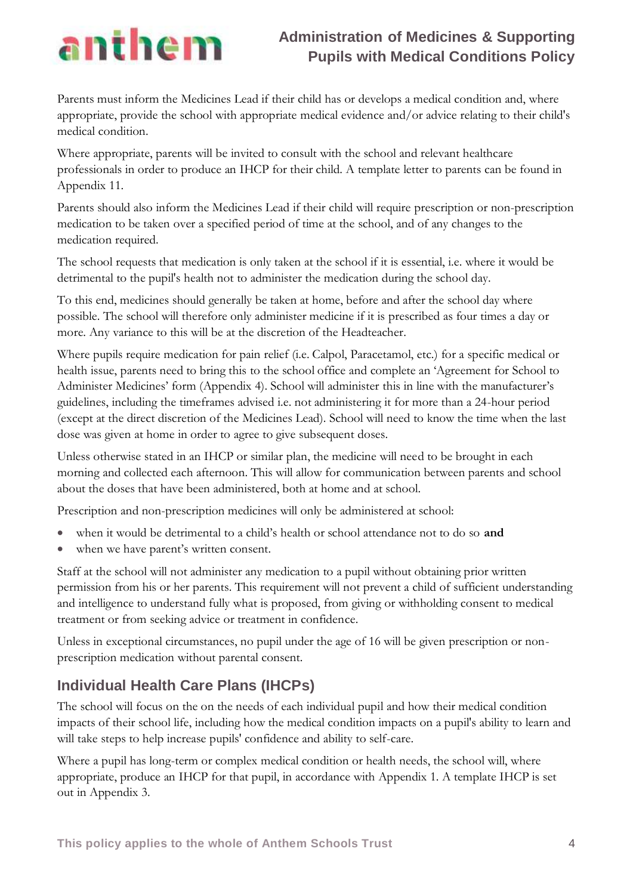Parents must inform the Medicines Lead if their child has or develops a medical condition and, where appropriate, provide the school with appropriate medical evidence and/or advice relating to their child's medical condition.

Where appropriate, parents will be invited to consult with the school and relevant healthcare professionals in order to produce an IHCP for their child. A template letter to parents can be found in Appendix 11.

Parents should also inform the Medicines Lead if their child will require prescription or non-prescription medication to be taken over a specified period of time at the school, and of any changes to the medication required.

The school requests that medication is only taken at the school if it is essential, i.e. where it would be detrimental to the pupil's health not to administer the medication during the school day.

To this end, medicines should generally be taken at home, before and after the school day where possible. The school will therefore only administer medicine if it is prescribed as four times a day or more. Any variance to this will be at the discretion of the Headteacher.

Where pupils require medication for pain relief (i.e. Calpol, Paracetamol, etc.) for a specific medical or health issue, parents need to bring this to the school office and complete an 'Agreement for School to Administer Medicines' form (Appendix 4). School will administer this in line with the manufacturer's guidelines, including the timeframes advised i.e. not administering it for more than a 24-hour period (except at the direct discretion of the Medicines Lead). School will need to know the time when the last dose was given at home in order to agree to give subsequent doses.

Unless otherwise stated in an IHCP or similar plan, the medicine will need to be brought in each morning and collected each afternoon. This will allow for communication between parents and school about the doses that have been administered, both at home and at school.

Prescription and non-prescription medicines will only be administered at school:

- when it would be detrimental to a child's health or school attendance not to do so **and**
- when we have parent's written consent.

Staff at the school will not administer any medication to a pupil without obtaining prior written permission from his or her parents. This requirement will not prevent a child of sufficient understanding and intelligence to understand fully what is proposed, from giving or withholding consent to medical treatment or from seeking advice or treatment in confidence.

Unless in exceptional circumstances, no pupil under the age of 16 will be given prescription or non-prescription medication without parental consent.

## Individual Health Care Plans (IHCPs)

The school will focus on the on the needs of each individual pupil and how their medical condition impacts of their school life, including how the medical condition impacts on a pupil's ability to learn and will take steps to help increase pupils' confidence and ability to self-care.

Where a pupil has long-term or complex medical condition or health needs, the school will, where appropriate, produce an IHCP for that pupil, in accordance with Appendix 1. A template IHCP is set out in Appendix 3.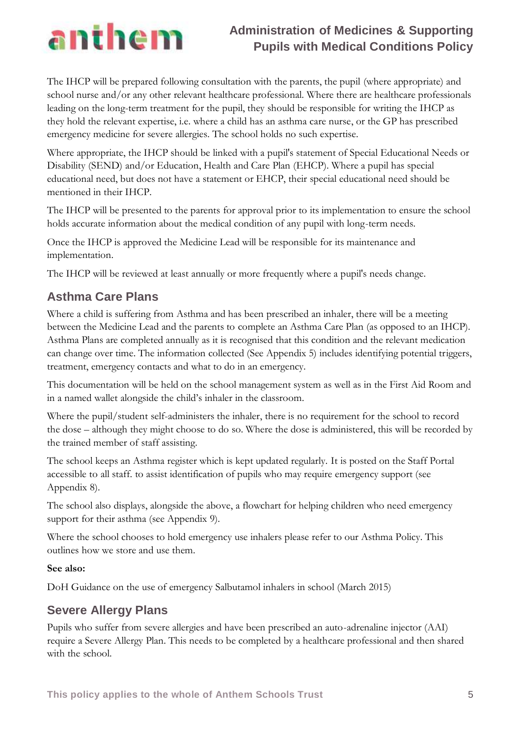The IHCP will be prepared following consultation with the parents, the pupil (where appropriate) and school nurse and/or any other relevant healthcare professional. Where there are healthcare professionals leading on the long-term treatment for the pupil, they should be responsible for writing the IHCP as they hold the relevant expertise, i.e. where a child has an asthma care nurse, or the GP has prescribed emergency medicine for severe allergies. The school holds no such expertise.

Where appropriate, the IHCP should be linked with a pupil's statement of Special Educational Needs or Disability (SEND) and/or Education, Health and Care Plan (EHCP). Where a pupil has special educational need, but does not have a statement or EHCP, their special educational need should be mentioned in their IHCP.

The IHCP will be presented to the parents for approval prior to its implementation to ensure the school holds accurate information about the medical condition of any pupil with long-term needs.

Once the IHCP is approved the Medicine Lead will be responsible for its maintenance and implementation.

The IHCP will be reviewed at least annually or more frequently where a pupil's needs change.

## Asthma Care Plans

Where a child is suffering from Asthma and has been prescribed an inhaler, there will be a meeting between the Medicine Lead and the parents to complete an Asthma Care Plan (as opposed to an IHCP). Asthma Plans are completed annually as it is recognised that this condition and the relevant medication can change over time. The information collected (See Appendix 5) includes identifying potential triggers, treatment, emergency contacts and what to do in an emergency.

This documentation will be held on the school management system as well as in the First Aid Room and in a named wallet alongside the child's inhaler in the classroom.

Where the pupil/student self-administers the inhaler, there is no requirement for the school to record the dose – although they might choose to do so. Where the dose is administered, this will be recorded by the trained member of staff assisting.

The school keeps an Asthma register which is kept updated regularly. It is posted on the Staff Portal accessible to all staff. to assist identification of pupils who may require emergency support (see Appendix 8).

The school also displays, alongside the above, a flowchart for helping children who need emergency support for their asthma (see Appendix 9).

Where the school chooses to hold emergency use inhalers please refer to our Asthma Policy. This outlines how we store and use them.

**See also:**

DoH Guidance on the use of emergency Salbutamol inhalers in school (March 2015)

## Severe Allergy Plans

Pupils who suffer from severe allergies and have been prescribed an auto-adrenaline injector (AAI) require a Severe Allergy Plan. This needs to be completed by a healthcare professional and then shared with the school.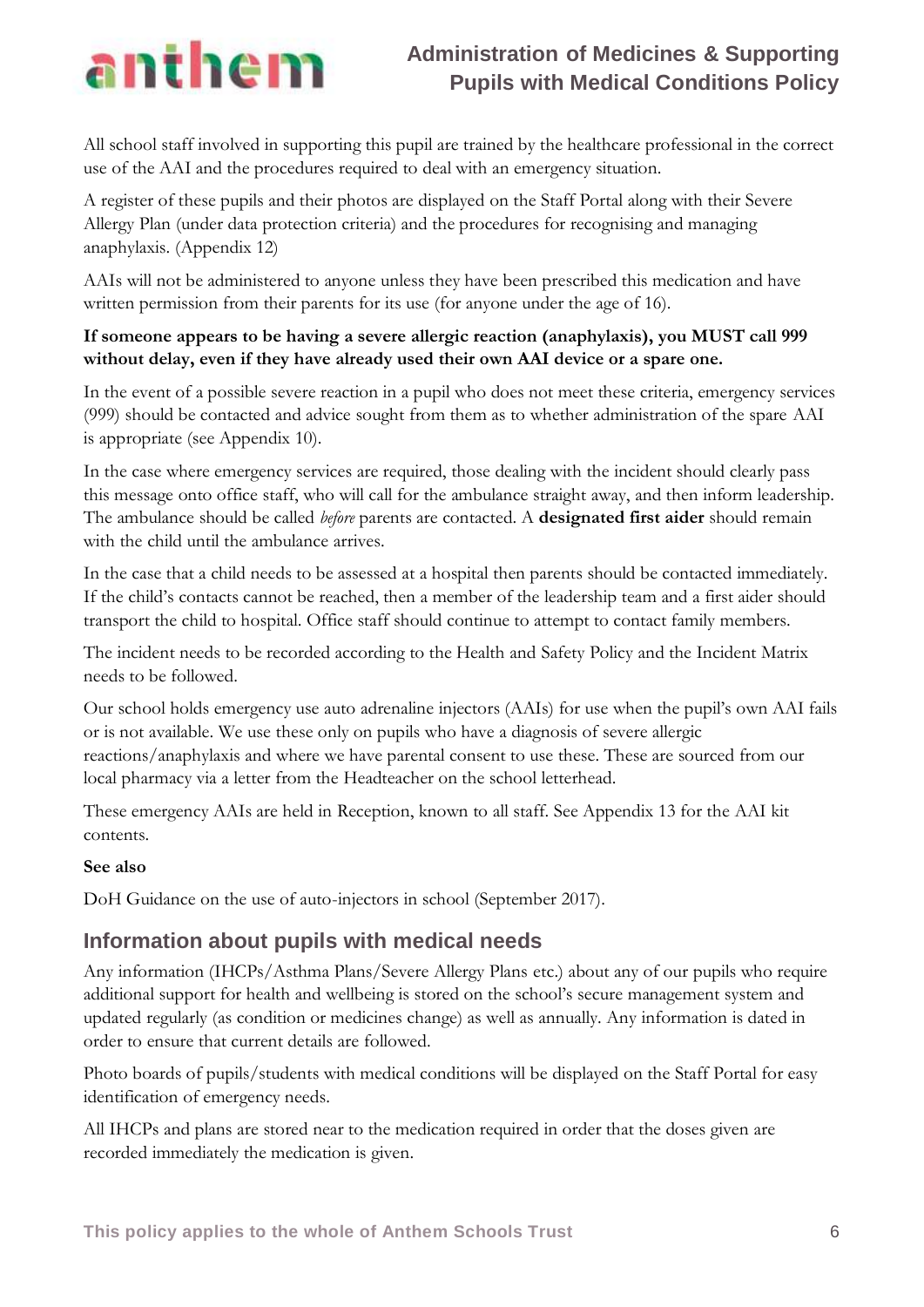All school staff involved in supporting this pupil are trained by the healthcare professional in the correct use of the AAI and the procedures required to deal with an emergency situation.

A register of these pupils and their photos are displayed on the Staff Portal along with their Severe Allergy Plan (under data protection criteria) and the procedures for recognising and managing anaphylaxis. (Appendix 12)

AAIs will not be administered to anyone unless they have been prescribed this medication and have written permission from their parents for its use (for anyone under the age of 16).

**If someone appears to be having a severe allergic reaction (anaphylaxis), you MUST call 999 without delay, even if they have already used their own AAI device or a spare one.**

In the event of a possible severe reaction in a pupil who does not meet these criteria, emergency services (999) should be contacted and advice sought from them as to whether administration of the spare AAI is appropriate (see Appendix 10).

In the case where emergency services are required, those dealing with the incident should clearly pass this message onto office staff, who will call for the ambulance straight away, and then inform leadership. The ambulance should be called *before* parents are contacted. A **designated first aider** should remain with the child until the ambulance arrives.

In the case that a child needs to be assessed at a hospital then parents should be contacted immediately. If the child's contacts cannot be reached, then a member of the leadership team and a first aider should transport the child to hospital. Office staff should continue to attempt to contact family members.

The incident needs to be recorded according to the Health and Safety Policy and the Incident Matrix needs to be followed.

Our school holds emergency use auto adrenaline injectors (AAIs) for use when the pupil's own AAI fails or is not available. We use these only on pupils who have a diagnosis of severe allergic reactions/anaphylaxis and where we have parental consent to use these. These are sourced from our local pharmacy via a letter from the Headteacher on the school letterhead.

These emergency AAIs are held in Reception, known to all staff. See Appendix 13 for the AAI kit contents.

**See also**

DoH Guidance on the use of auto-injectors in school (September 2017).

## Information about pupils with medical needs

Any information (IHCPs/Asthma Plans/Severe Allergy Plans etc.) about any of our pupils who require additional support for health and wellbeing is stored on the school's secure management system and updated regularly (as condition or medicines change) as well as annually. Any information is dated in order to ensure that current details are followed.

Photo boards of pupils/students with medical conditions will be displayed on the Staff Portal for easy identification of emergency needs.

All IHCPs and plans are stored near to the medication required in order that the doses given are recorded immediately the medication is given.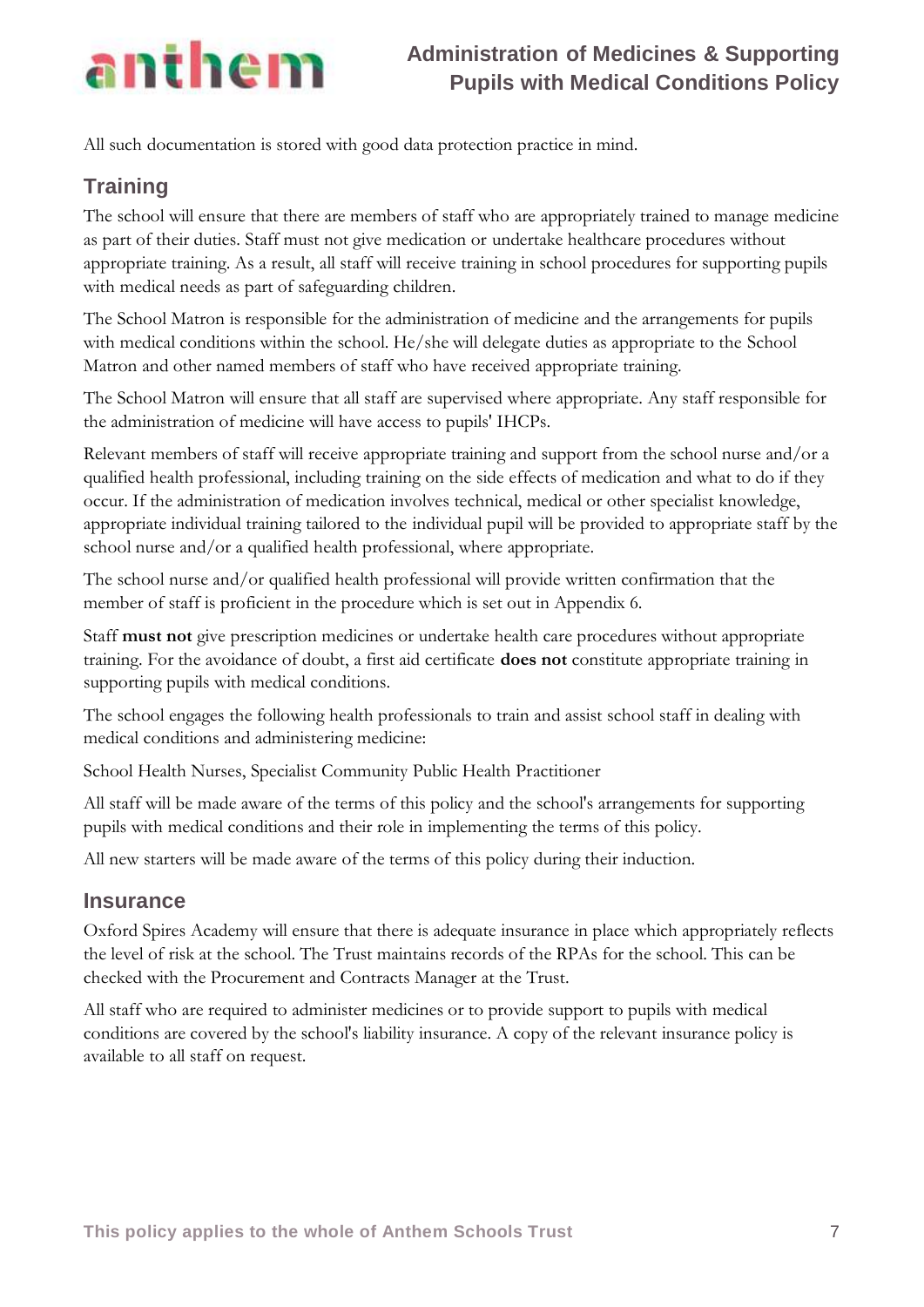All such documentation is stored with good data protection practice in mind.

## Training

The school will ensure that there are members of staff who are appropriately trained to manage medicine as part of their duties. Staff must not give medication or undertake healthcare procedures without appropriate training. As a result, all staff will receive training in school procedures for supporting pupils with medical needs as part of safeguarding children.

The School Matron is responsible for the administration of medicine and the arrangements for pupils with medical conditions within the school. He/she will delegate duties as appropriate to the School Matron and other named members of staff who have received appropriate training.

The School Matron will ensure that all staff are supervised where appropriate. Any staff responsible for the administration of medicine will have access to pupils' IHCPs.

Relevant members of staff will receive appropriate training and support from the school nurse and/or a qualified health professional, including training on the side effects of medication and what to do if they occur. If the administration of medication involves technical, medical or other specialist knowledge, appropriate individual training tailored to the individual pupil will be provided to appropriate staff by the school nurse and/or a qualified health professional, where appropriate.

The school nurse and/or qualified health professional will provide written confirmation that the member of staff is proficient in the procedure which is set out in Appendix 6.

Staff **must not** give prescription medicines or undertake health care procedures without appropriate training. For the avoidance of doubt, a first aid certificate **does not** constitute appropriate training in supporting pupils with medical conditions.

The school engages the following health professionals to train and assist school staff in dealing with medical conditions and administering medicine:

School Health Nurses, Specialist Community Public Health Practitioner

All staff will be made aware of the terms of this policy and the school's arrangements for supporting pupils with medical conditions and their role in implementing the terms of this policy.

All new starters will be made aware of the terms of this policy during their induction.

## Insurance

Oxford Spires Academy will ensure that there is adequate insurance in place which appropriately reflects the level of risk at the school. The Trust maintains records of the RPAs for the school. This can be checked with the Procurement and Contracts Manager at the Trust.

All staff who are required to administer medicines or to provide support to pupils with medical conditions are covered by the school's liability insurance. A copy of the relevant insurance policy is available to all staff on request.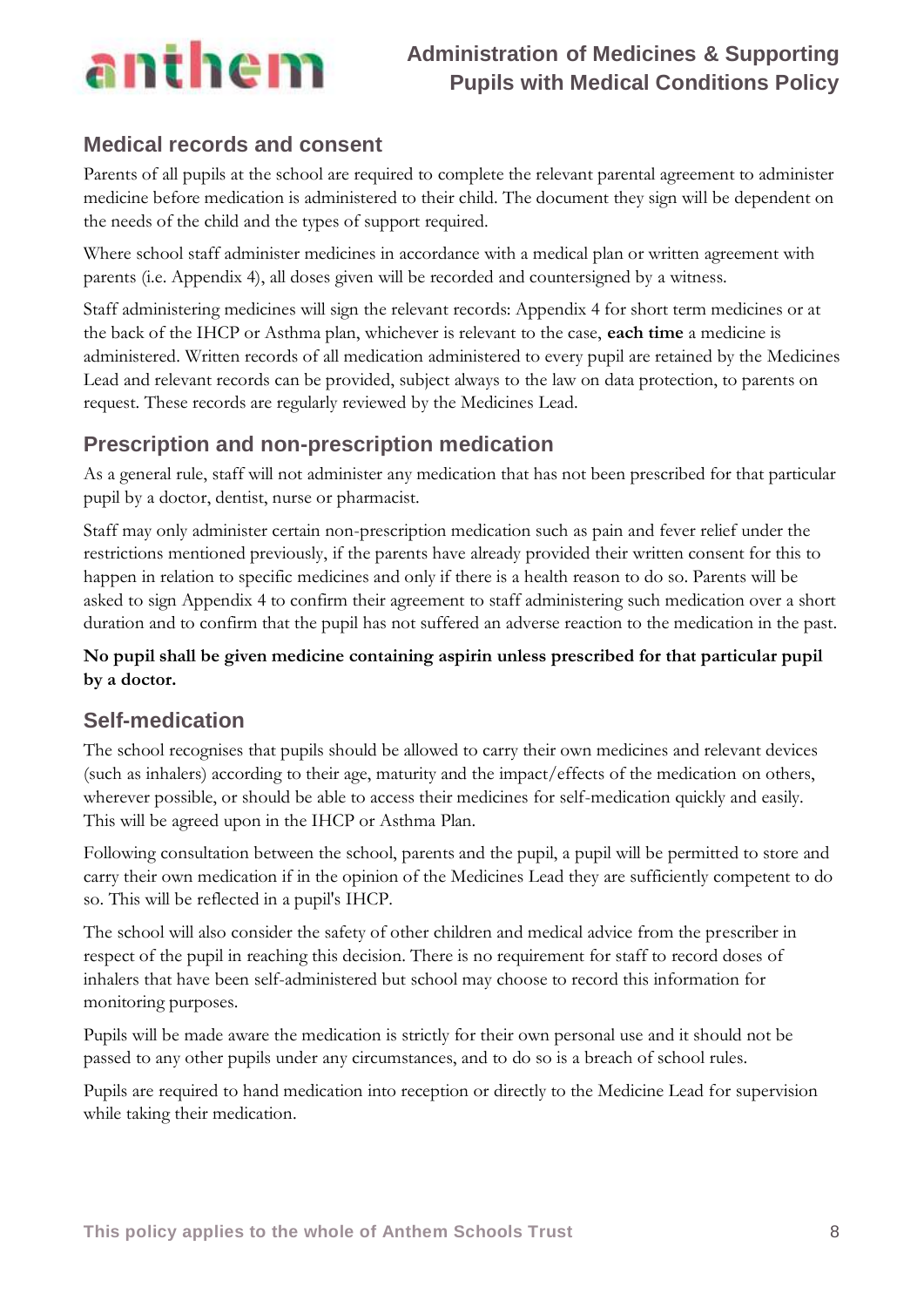## Medical records and consent

Parents of all pupils at the school are required to complete the relevant parental agreement to administer medicine before medication is administered to their child. The document they sign will be dependent on the needs of the child and the types of support required.

Where school staff administer medicines in accordance with a medical plan or written agreement with parents (i.e. Appendix 4), all doses given will be recorded and countersigned by a witness.

Staff administering medicines will sign the relevant records: Appendix 4 for short term medicines or at the back of the IHCP or Asthma plan, whichever is relevant to the case, **each time** a medicine is administered. Written records of all medication administered to every pupil are retained by the Medicines Lead and relevant records can be provided, subject always to the law on data protection, to parents on request. These records are regularly reviewed by the Medicines Lead.

## Prescription and non-prescription medication

As a general rule, staff will not administer any medication that has not been prescribed for that particular pupil by a doctor, dentist, nurse or pharmacist.

Staff may only administer certain non-prescription medication such as pain and fever relief under the restrictions mentioned previously, if the parents have already provided their written consent for this to happen in relation to specific medicines and only if there is a health reason to do so. Parents will be asked to sign Appendix 4 to confirm their agreement to staff administering such medication over a short duration and to confirm that the pupil has not suffered an adverse reaction to the medication in the past.

**No pupil shall be given medicine containing aspirin unless prescribed for that particular pupil by a doctor.**

## Self-medication

The school recognises that pupils should be allowed to carry their own medicines and relevant devices (such as inhalers) according to their age, maturity and the impact/effects of the medication on others, wherever possible, or should be able to access their medicines for self-medication quickly and easily. This will be agreed upon in the IHCP or Asthma Plan.

Following consultation between the school, parents and the pupil, a pupil will be permitted to store and carry their own medication if in the opinion of the Medicines Lead they are sufficiently competent to do so. This will be reflected in a pupil's IHCP.

The school will also consider the safety of other children and medical advice from the prescriber in respect of the pupil in reaching this decision. There is no requirement for staff to record doses of inhalers that have been self-administered but school may choose to record this information for monitoring purposes.

Pupils will be made aware the medication is strictly for their own personal use and it should not be passed to any other pupils under any circumstances, and to do so is a breach of school rules.

Pupils are required to hand medication into reception or directly to the Medicine Lead for supervision while taking their medication.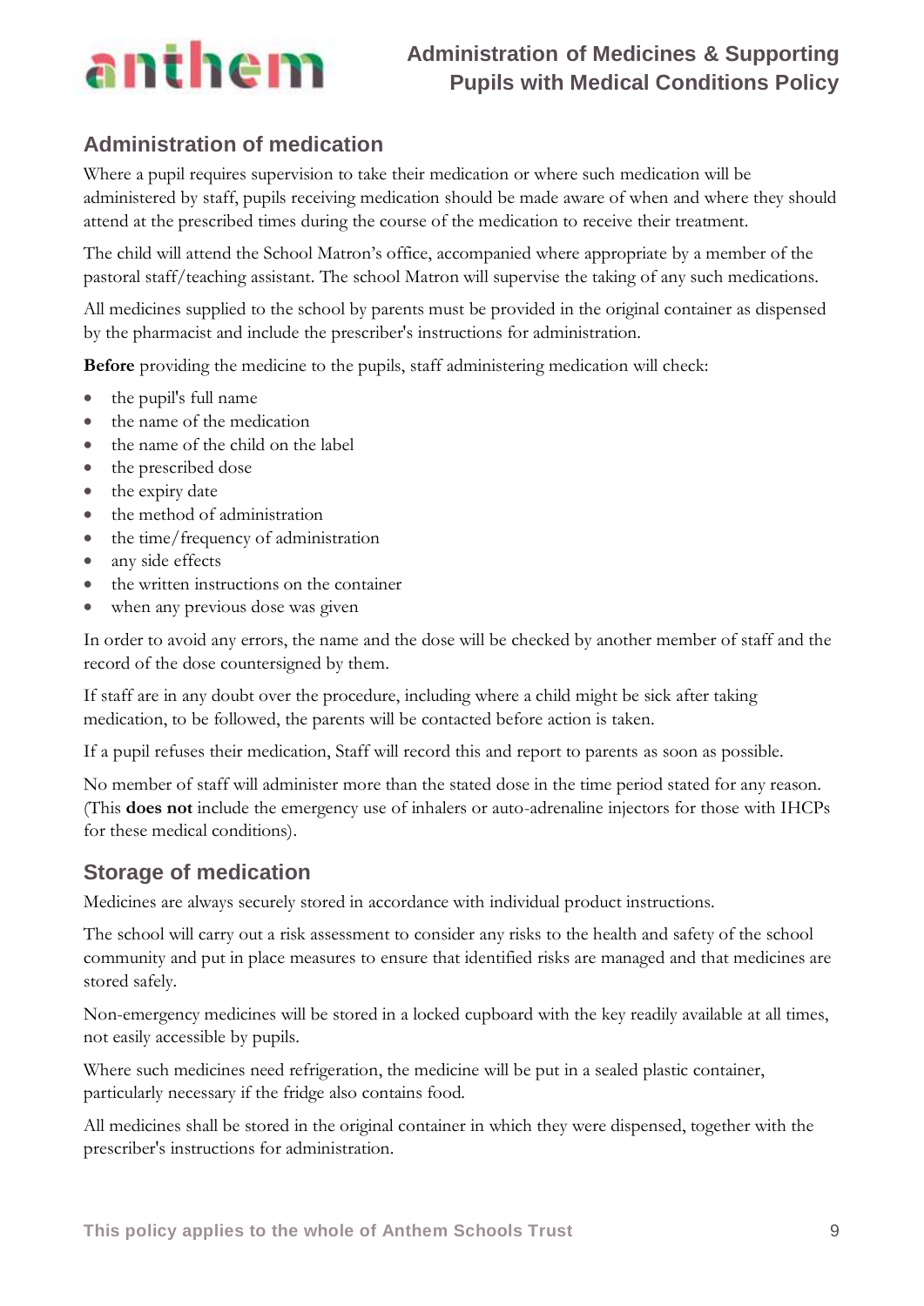## Administration of medication

Where a pupil requires supervision to take their medication or where such medication will be administered by staff, pupils receiving medication should be made aware of when and where they should attend at the prescribed times during the course of the medication to receive their treatment.

The child will attend the School Matron's office, accompanied where appropriate by a member of the pastoral staff/teaching assistant. The school Matron will supervise the taking of any such medications.

All medicines supplied to the school by parents must be provided in the original container as dispensed by the pharmacist and include the prescriber's instructions for administration.

**Before** providing the medicine to the pupils, staff administering medication will check:

- the pupil's full name
- the name of the medication
- the name of the child on the label
- the prescribed dose
- the expiry date
- the method of administration
- the time/frequency of administration
- any side effects
- the written instructions on the container
- when any previous dose was given

In order to avoid any errors, the name and the dose will be checked by another member of staff and the record of the dose countersigned by them.

If staff are in any doubt over the procedure, including where a child might be sick after taking medication, to be followed, the parents will be contacted before action is taken.

If a pupil refuses their medication, Staff will record this and report to parents as soon as possible.

No member of staff will administer more than the stated dose in the time period stated for any reason. (This **does not** include the emergency use of inhalers or auto-adrenaline injectors for those with IHCPs for these medical conditions).

## Storage of medication

Medicines are always securely stored in accordance with individual product instructions.

The school will carry out a risk assessment to consider any risks to the health and safety of the school community and put in place measures to ensure that identified risks are managed and that medicines are stored safely.

Non-emergency medicines will be stored in a locked cupboard with the key readily available at all times, not easily accessible by pupils.

Where such medicines need refrigeration, the medicine will be put in a sealed plastic container, particularly necessary if the fridge also contains food.

All medicines shall be stored in the original container in which they were dispensed, together with the prescriber's instructions for administration.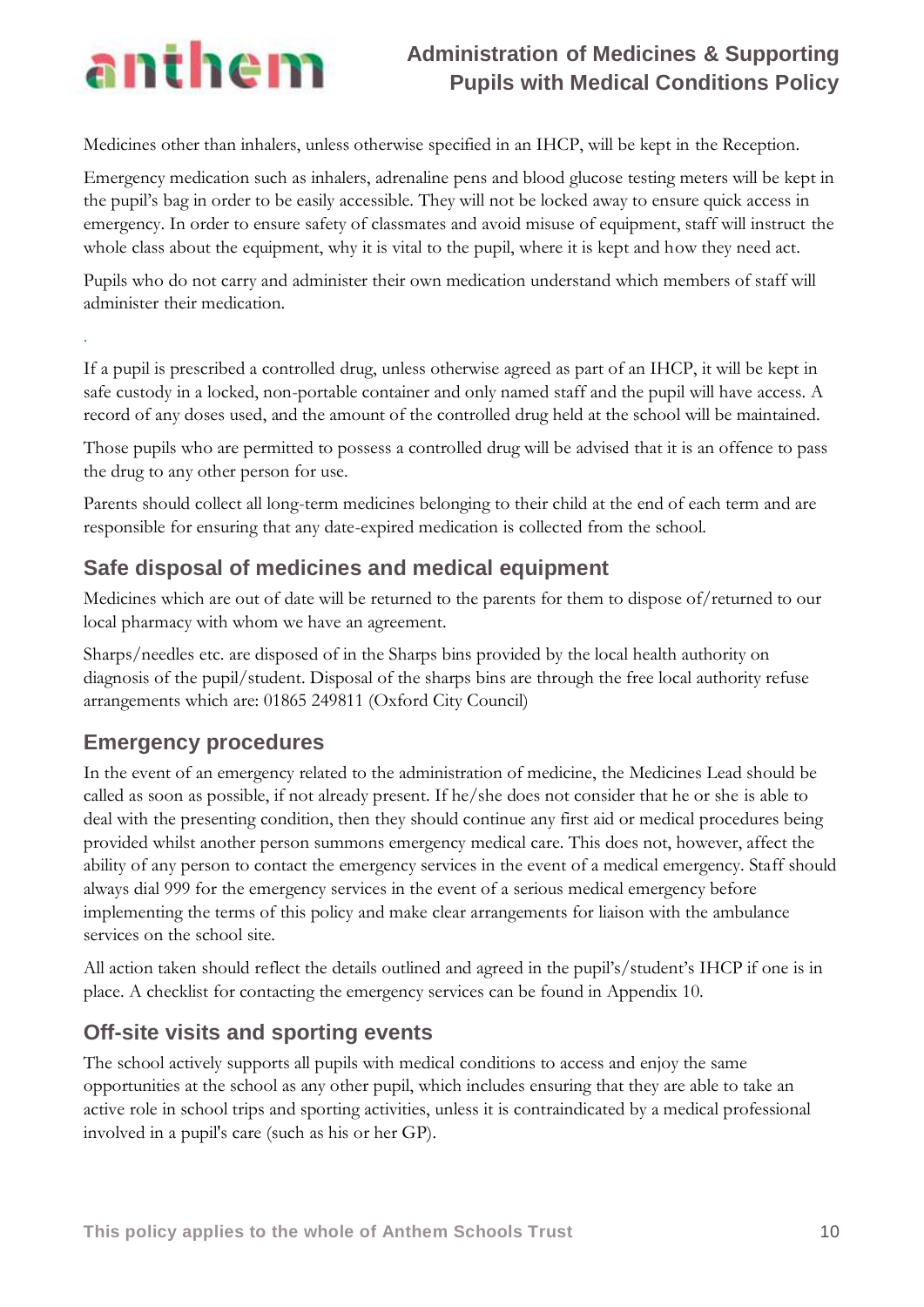Medicines other than inhalers, unless otherwise specified in an IHCP, will be kept in the Reception.

Emergency medication such as inhalers, adrenaline pens and blood glucose testing meters will be kept in the pupil's bag in order to be easily accessible. They will not be locked away to ensure quick access in emergency. In order to ensure safety of classmates and avoid misuse of equipment, staff will instruct the whole class about the equipment, why it is vital to the pupil, where it is kept and how they need act.

Pupils who do not carry and administer their own medication understand which members of staff will administer their medication.

.

If a pupil is prescribed a controlled drug, unless otherwise agreed as part of an IHCP, it will be kept in safe custody in a locked, non-portable container and only named staff and the pupil will have access. A record of any doses used, and the amount of the controlled drug held at the school will be maintained.

Those pupils who are permitted to possess a controlled drug will be advised that it is an offence to pass the drug to any other person for use.

Parents should collect all long-term medicines belonging to their child at the end of each term and are responsible for ensuring that any date-expired medication is collected from the school.

## Safe disposal of medicines and medical equipment

Medicines which are out of date will be returned to the parents for them to dispose of/returned to our local pharmacy with whom we have an agreement.

Sharps/needles etc. are disposed of in the Sharps bins provided by the local health authority on diagnosis of the pupil/student. Disposal of the sharps bins are through the free local authority refuse arrangements which are: 01865 249811 (Oxford City Council)

## Emergency procedures

In the event of an emergency related to the administration of medicine, the Medicines Lead should be called as soon as possible, if not already present. If he/she does not consider that he or she is able to deal with the presenting condition, then they should continue any first aid or medical procedures being provided whilst another person summons emergency medical care. This does not, however, affect the ability of any person to contact the emergency services in the event of a medical emergency. Staff should always dial 999 for the emergency services in the event of a serious medical emergency before implementing the terms of this policy and make clear arrangements for liaison with the ambulance services on the school site.

All action taken should reflect the details outlined and agreed in the pupil's/student's IHCP if one is in place. A checklist for contacting the emergency services can be found in Appendix 10.

## Off-site visits and sporting events

The school actively supports all pupils with medical conditions to access and enjoy the same opportunities at the school as any other pupil, which includes ensuring that they are able to take an active role in school trips and sporting activities, unless it is contraindicated by a medical professional involved in a pupil's care (such as his or her GP).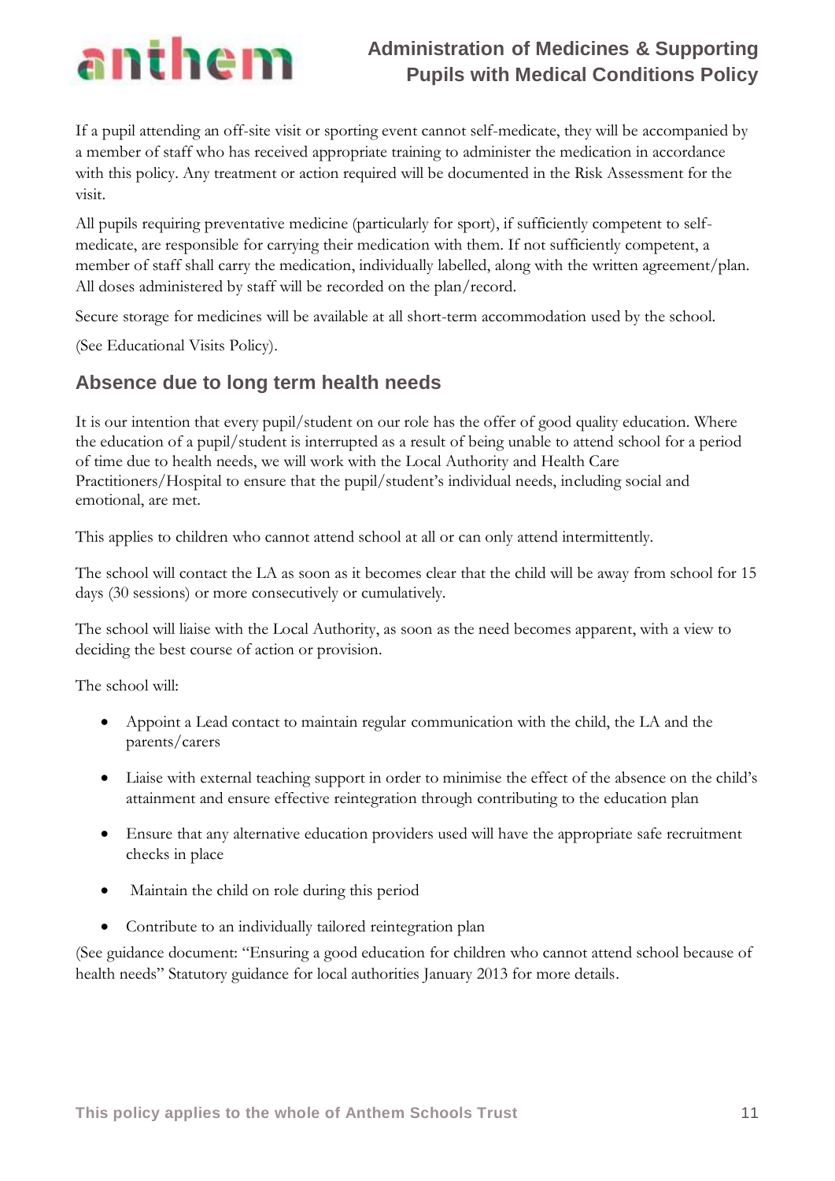If a pupil attending an off-site visit or sporting event cannot self-medicate, they will be accompanied by a member of staff who has received appropriate training to administer the medication in accordance with this policy. Any treatment or action required will be documented in the Risk Assessment for the visit.

All pupils requiring preventative medicine (particularly for sport), if sufficiently competent to self-medicate, are responsible for carrying their medication with them. If not sufficiently competent, a member of staff shall carry the medication, individually labelled, along with the written agreement/plan. All doses administered by staff will be recorded on the plan/record.

Secure storage for medicines will be available at all short-term accommodation used by the school.

(See Educational Visits Policy).

## Absence due to long term health needs

It is our intention that every pupil/student on our role has the offer of good quality education. Where the education of a pupil/student is interrupted as a result of being unable to attend school for a period of time due to health needs, we will work with the Local Authority and Health Care Practitioners/Hospital to ensure that the pupil/student's individual needs, including social and emotional, are met.

This applies to children who cannot attend school at all or can only attend intermittently.

The school will contact the LA as soon as it becomes clear that the child will be away from school for 15 days (30 sessions) or more consecutively or cumulatively.

The school will liaise with the Local Authority, as soon as the need becomes apparent, with a view to deciding the best course of action or provision.

The school will:

- Appoint a Lead contact to maintain regular communication with the child, the LA and the parents/carers
- Liaise with external teaching support in order to minimise the effect of the absence on the child's attainment and ensure effective reintegration through contributing to the education plan
- Ensure that any alternative education providers used will have the appropriate safe recruitment checks in place
- Maintain the child on role during this period
- Contribute to an individually tailored reintegration plan

(See guidance document: "Ensuring a good education for children who cannot attend school because of health needs" Statutory guidance for local authorities January 2013 for more details.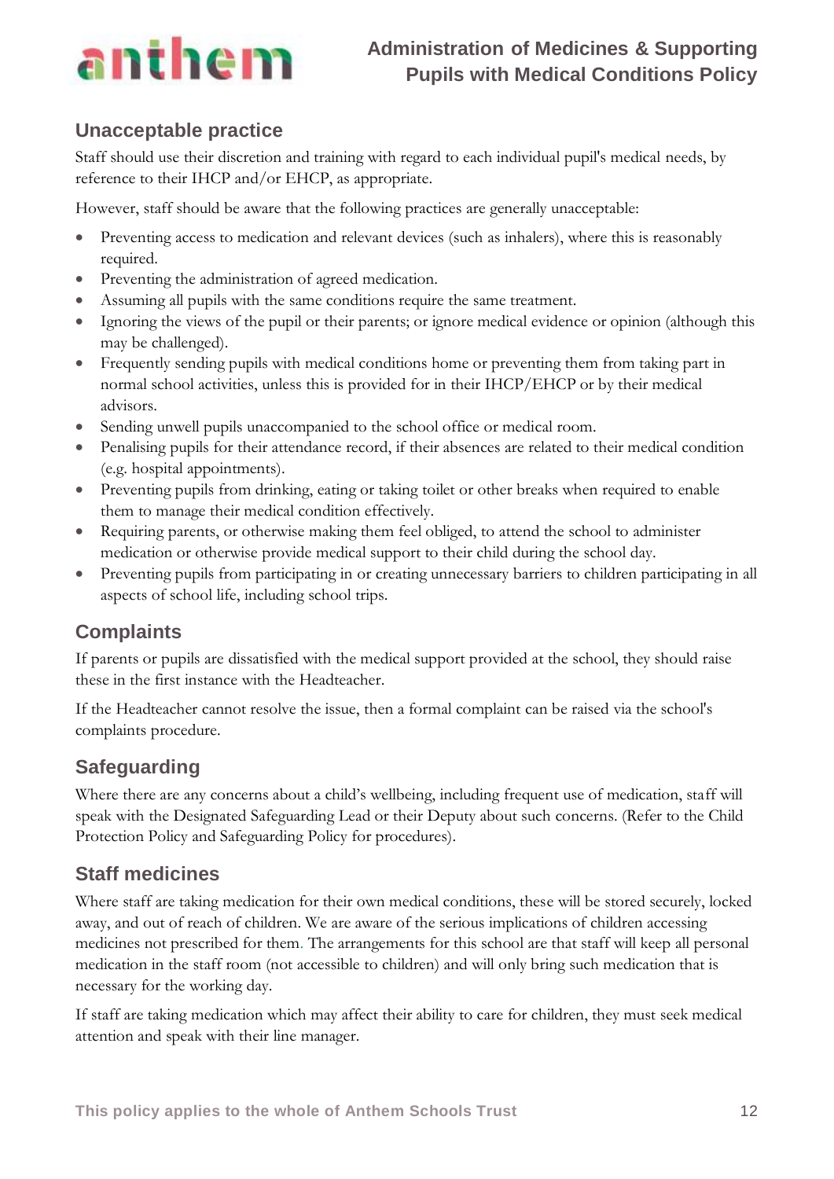## Unacceptable practice

Staff should use their discretion and training with regard to each individual pupil's medical needs, by reference to their IHCP and/or EHCP, as appropriate.

However, staff should be aware that the following practices are generally unacceptable:

- Preventing access to medication and relevant devices (such as inhalers), where this is reasonably required.
- Preventing the administration of agreed medication.
- Assuming all pupils with the same conditions require the same treatment.
- Ignoring the views of the pupil or their parents; or ignore medical evidence or opinion (although this may be challenged).
- Frequently sending pupils with medical conditions home or preventing them from taking part in normal school activities, unless this is provided for in their IHCP/EHCP or by their medical advisors.
- Sending unwell pupils unaccompanied to the school office or medical room.
- Penalising pupils for their attendance record, if their absences are related to their medical condition (e.g. hospital appointments).
- Preventing pupils from drinking, eating or taking toilet or other breaks when required to enable them to manage their medical condition effectively.
- Requiring parents, or otherwise making them feel obliged, to attend the school to administer medication or otherwise provide medical support to their child during the school day.
- Preventing pupils from participating in or creating unnecessary barriers to children participating in all aspects of school life, including school trips.

## Complaints

If parents or pupils are dissatisfied with the medical support provided at the school, they should raise these in the first instance with the Headteacher.

If the Headteacher cannot resolve the issue, then a formal complaint can be raised via the school's complaints procedure.

## Safeguarding

Where there are any concerns about a child's wellbeing, including frequent use of medication, staff will speak with the Designated Safeguarding Lead or their Deputy about such concerns. (Refer to the Child Protection Policy and Safeguarding Policy for procedures).

## Staff medicines

Where staff are taking medication for their own medical conditions, these will be stored securely, locked away, and out of reach of children. We are aware of the serious implications of children accessing medicines not prescribed for them. The arrangements for this school are that staff will keep all personal medication in the staff room (not accessible to children) and will only bring such medication that is necessary for the working day.

If staff are taking medication which may affect their ability to care for children, they must seek medical attention and speak with their line manager.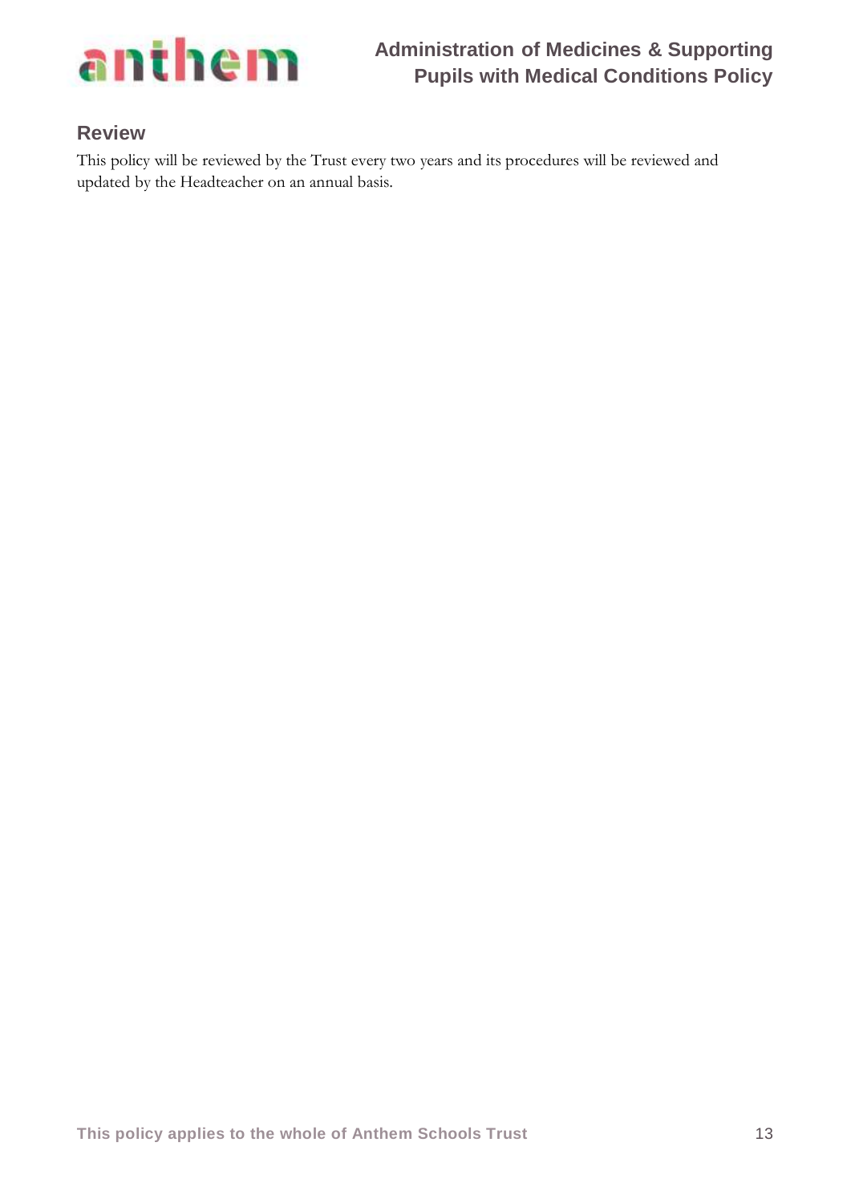## Review

This policy will be reviewed by the Trust every two years and its procedures will be reviewed and updated by the Headteacher on an annual basis.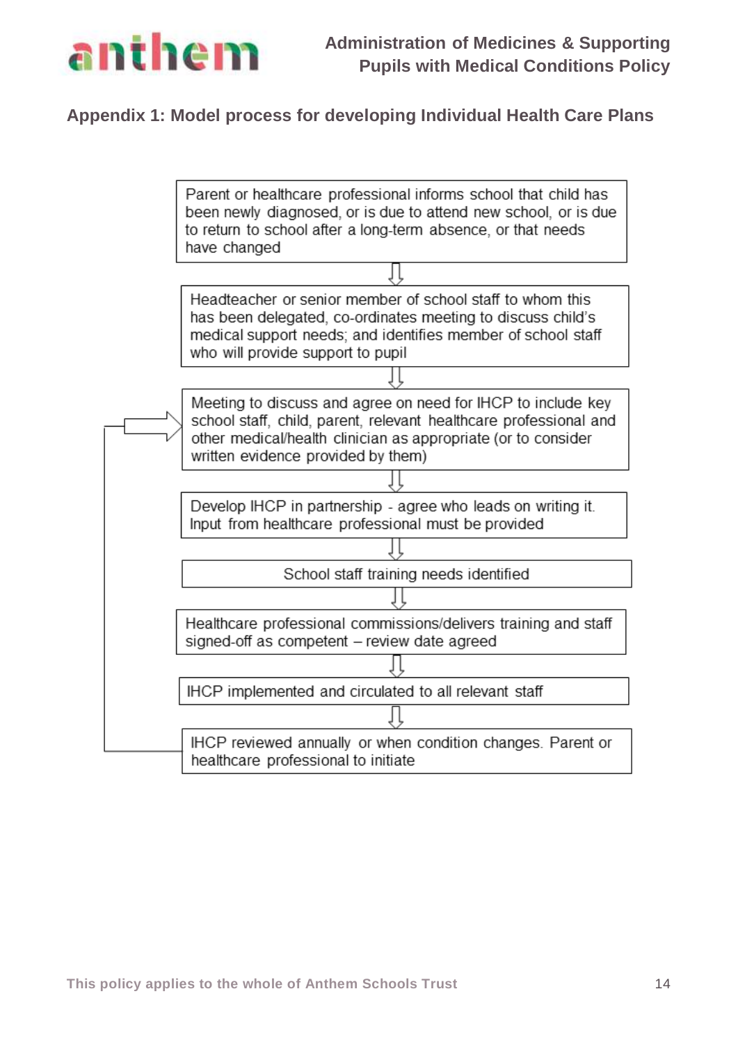## Appendix 1: Model process for developing Individual Health Care Plans

Parent or healthcare professional informs school that child has been newly diagnosed, or is due to attend new school, or is due to return to school after a long-term absence, or that needs have changed

⇩

Headteacher or senior member of school staff to whom this has been delegated, co-ordinates meeting to discuss child's medical support needs; and identifies member of school staff who will provide support to pupil

⇩

Meeting to discuss and agree on need for IHCP to include key school staff, child, parent, relevant healthcare professional and other medical/health clinician as appropriate (or to consider written evidence provided by them)

⇩

Develop IHCP in partnership - agree who leads on writing it. Input from healthcare professional must be provided

⇩

School staff training needs identified

⇩

Healthcare professional commissions/delivers training and staff signed-off as competent – review date agreed

⇩

IHCP implemented and circulated to all relevant staff

⇩

IHCP reviewed annually or when condition changes. Parent or healthcare professional to initiate

(Loops back to: Meeting to discuss and agree on need for IHCP)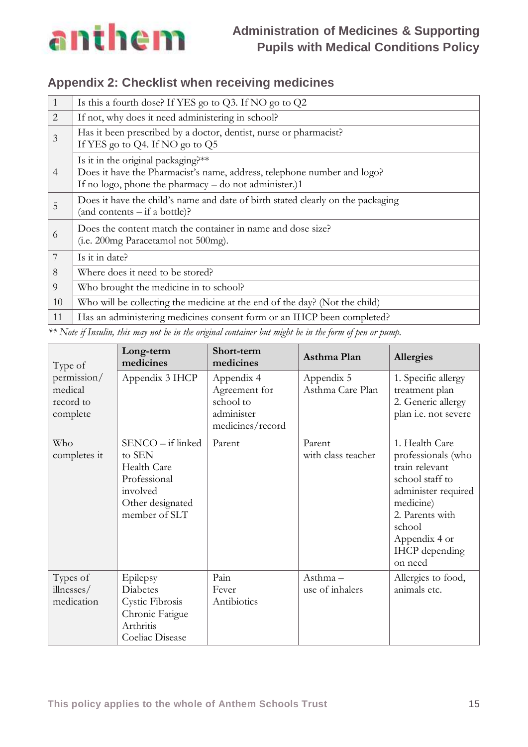## Appendix 2: Checklist when receiving medicines

| | |
|---|---|
| 1 | Is this a fourth dose? If YES go to Q3. If NO go to Q2 |
| 2 | If not, why does it need administering in school? |
| 3 | Has it been prescribed by a doctor, dentist, nurse or pharmacist?<br>If YES go to Q4. If NO go to Q5 |
| 4 | Is it in the original packaging?**<br>Does it have the Pharmacist's name, address, telephone number and logo?<br>If no logo, phone the pharmacy – do not administer.)1 |
| 5 | Does it have the child's name and date of birth stated clearly on the packaging<br>(and contents – if a bottle)? |
| 6 | Does the content match the container in name and dose size?<br>(i.e. 200mg Paracetamol not 500mg). |
| 7 | Is it in date? |
| 8 | Where does it need to be stored? |
| 9 | Who brought the medicine in to school? |
| 10 | Who will be collecting the medicine at the end of the day? (Not the child) |
| 11 | Has an administering medicines consent form or an IHCP been completed? |

*\*\* Note if Insulin, this may not be in the original container but might be in the form of pen or pump.*

| Type of permission/ medical record to complete | **Long-term medicines** | **Short-term medicines** | **Asthma Plan** | **Allergies** |
|---|---|---|---|---|
| | Appendix 3 IHCP | Appendix 4 Agreement for school to administer medicines/record | Appendix 5 Asthma Care Plan | 1. Specific allergy treatment plan<br>2. Generic allergy plan i.e. not severe |
| Who completes it | SENCO – if linked to SEN<br>Health Care Professional involved<br>Other designated member of SLT | Parent | Parent with class teacher | 1. Health Care professionals (who train relevant school staff to administer required medicine)<br>2. Parents with school<br>Appendix 4 or IHCP depending on need |
| Types of illnesses/ medication | Epilepsy<br>Diabetes<br>Cystic Fibrosis<br>Chronic Fatigue<br>Arthritis<br>Coeliac Disease | Pain<br>Fever<br>Antibiotics | Asthma – use of inhalers | Allergies to food, animals etc. |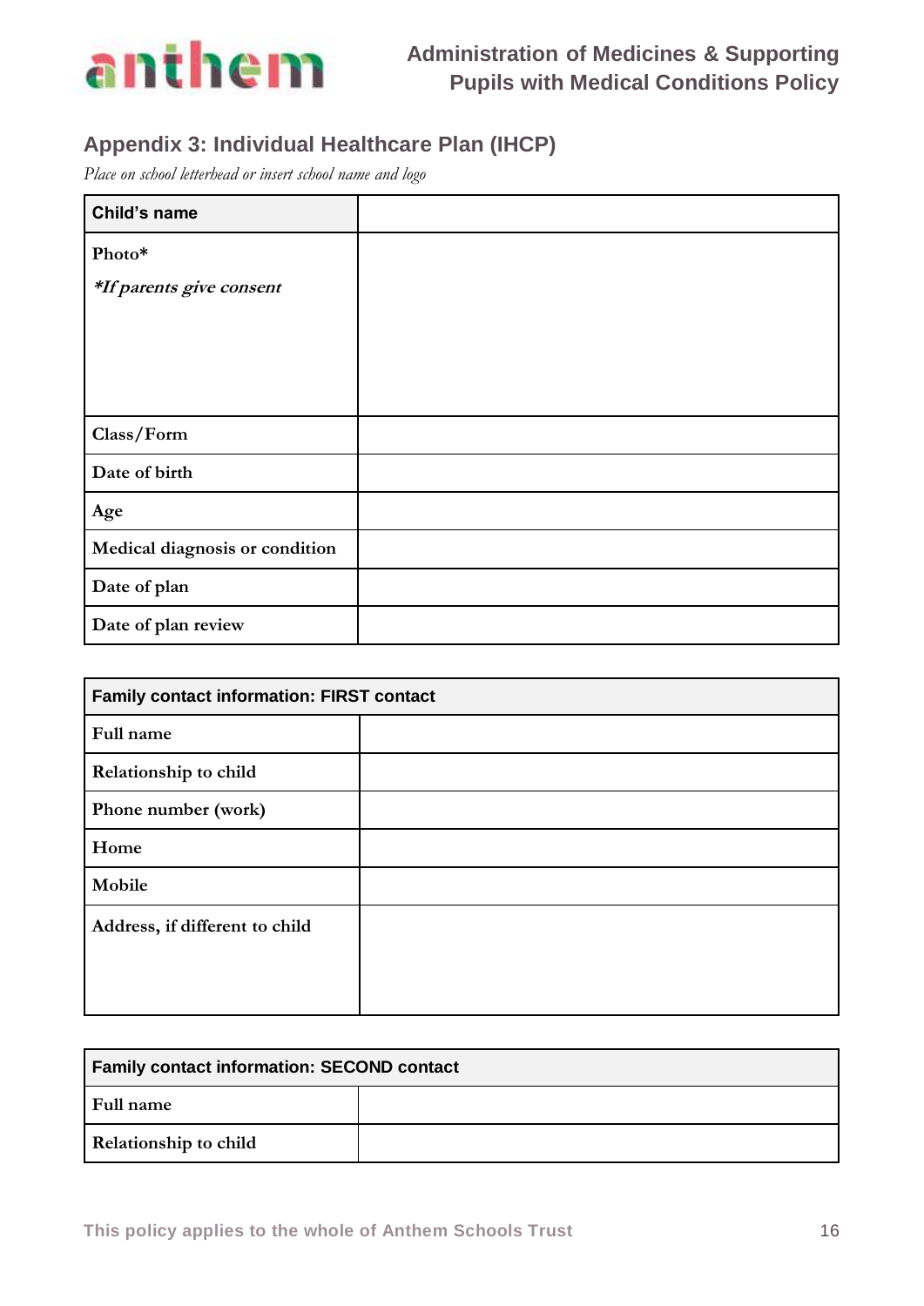## Appendix 3: Individual Healthcare Plan (IHCP)

*Place on school letterhead or insert school name and logo*

| **Child's name** | |
|---|---|
| **Photo*** <br> ***If parents give consent** | |
| **Class/Form** | |
| **Date of birth** | |
| **Age** | |
| **Medical diagnosis or condition** | |
| **Date of plan** | |
| **Date of plan review** | |

| **Family contact information: FIRST contact** | |
|---|---|
| **Full name** | |
| **Relationship to child** | |
| **Phone number (work)** | |
| **Home** | |
| **Mobile** | |
| **Address, if different to child** | |

| **Family contact information: SECOND contact** | |
|---|---|
| **Full name** | |
| **Relationship to child** | |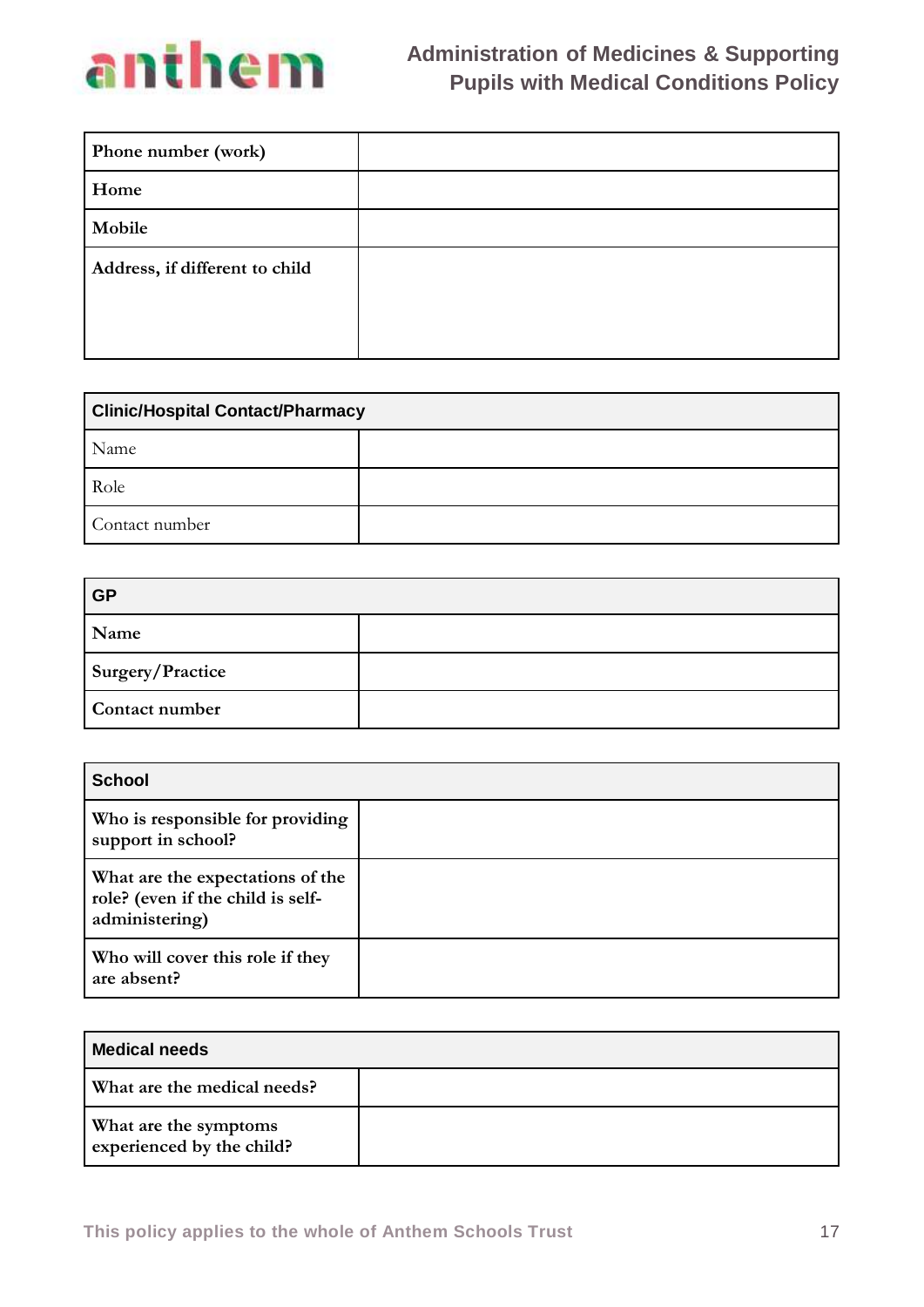| Phone number (work) | |
|---|---|
| Home | |
| Mobile | |
| Address, if different to child | |

| Clinic/Hospital Contact/Pharmacy | |
|---|---|
| Name | |
| Role | |
| Contact number | |

| GP | |
|---|---|
| Name | |
| Surgery/Practice | |
| Contact number | |

| School | |
|---|---|
| Who is responsible for providing support in school? | |
| What are the expectations of the role? (even if the child is self-administering) | |
| Who will cover this role if they are absent? | |

| Medical needs | |
|---|---|
| What are the medical needs? | |
| What are the symptoms experienced by the child? | |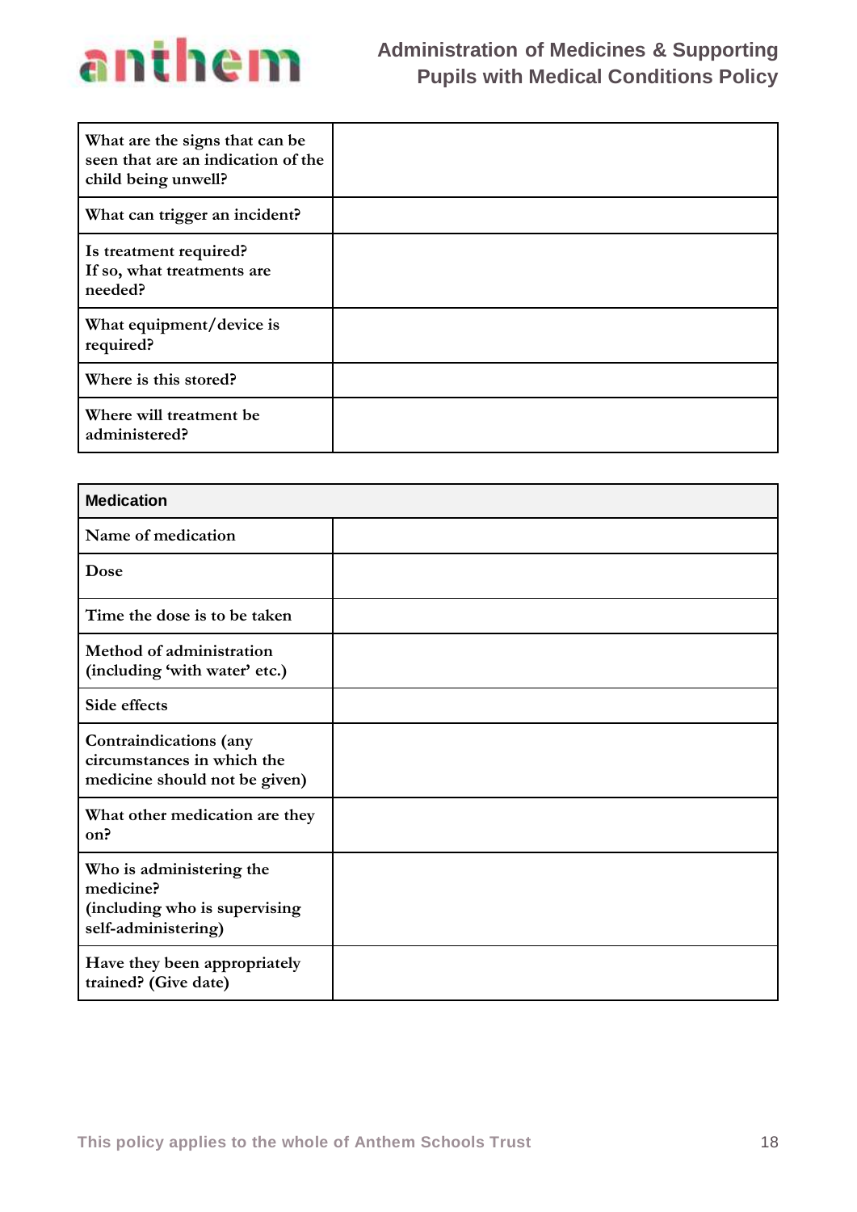| | |
|---|---|
| What are the signs that can be seen that are an indication of the child being unwell? | |
| What can trigger an incident? | |
| Is treatment required?<br>If so, what treatments are needed? | |
| What equipment/device is required? | |
| Where is this stored? | |
| Where will treatment be administered? | |

| **Medication** | |
|---|---|
| Name of medication | |
| Dose | |
| Time the dose is to be taken | |
| Method of administration (including 'with water' etc.) | |
| Side effects | |
| Contraindications (any circumstances in which the medicine should not be given) | |
| What other medication are they on? | |
| Who is administering the medicine?<br>(including who is supervising self-administering) | |
| Have they been appropriately trained? (Give date) | |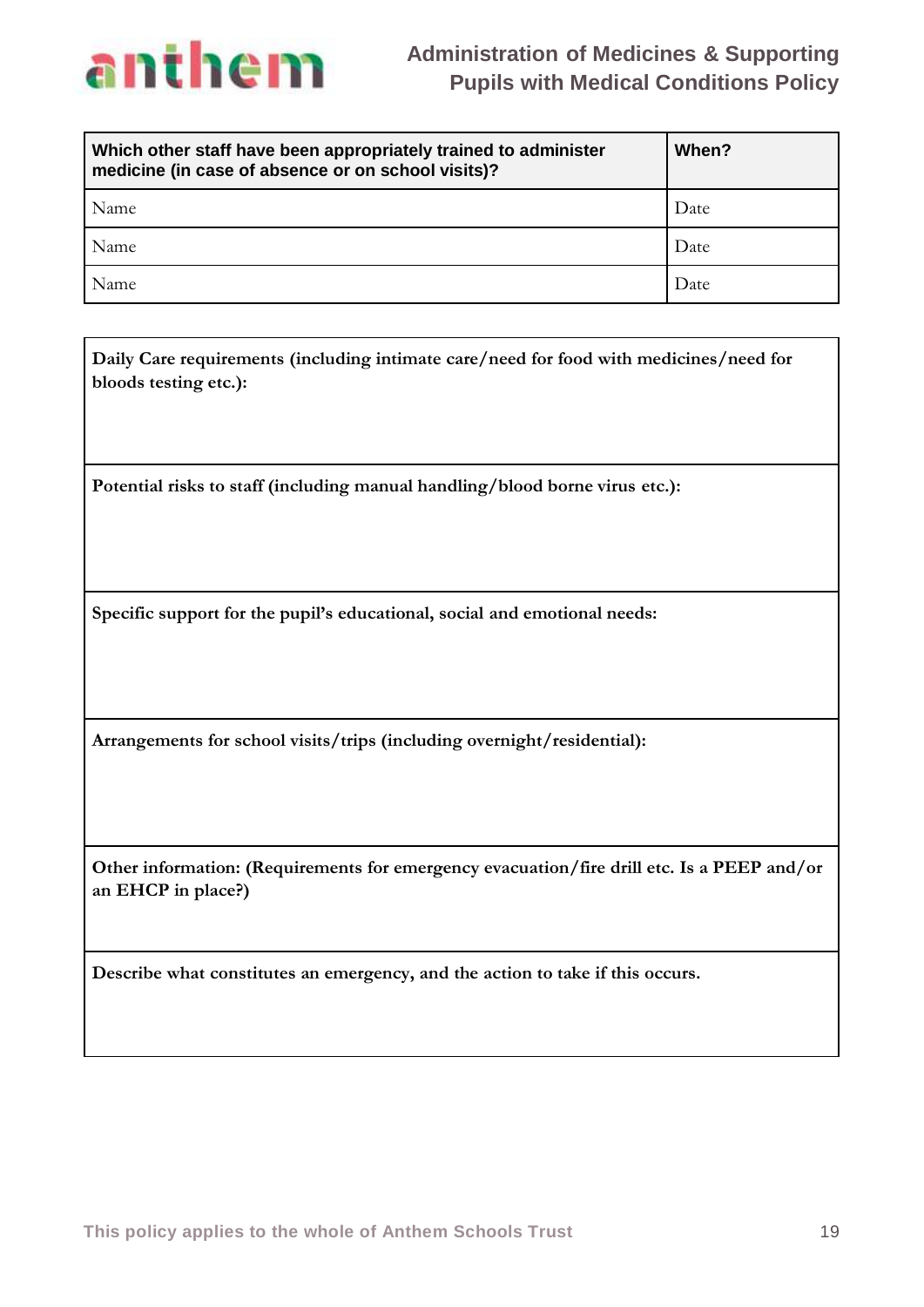| Which other staff have been appropriately trained to administer medicine (in case of absence or on school visits)? | When? |
|---|---|
| Name | Date |
| Name | Date |
| Name | Date |

| **Daily Care requirements (including intimate care/need for food with medicines/need for bloods testing etc.):** |
|---|
| **Potential risks to staff (including manual handling/blood borne virus etc.):** |
| **Specific support for the pupil's educational, social and emotional needs:** |
| **Arrangements for school visits/trips (including overnight/residential):** |
| **Other information: (Requirements for emergency evacuation/fire drill etc. Is a PEEP and/or an EHCP in place?)** |
| **Describe what constitutes an emergency, and the action to take if this occurs.** |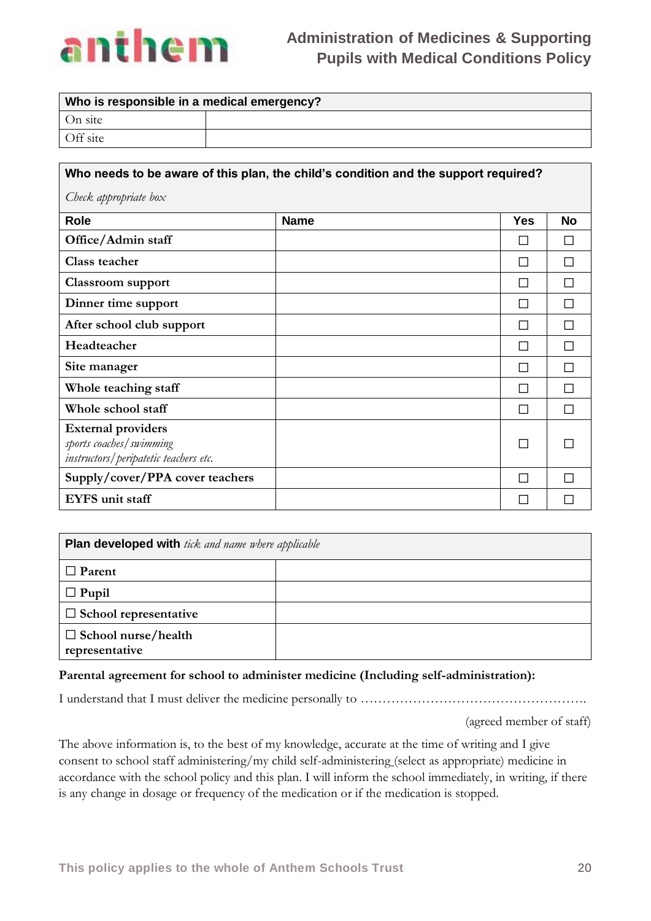| Who is responsible in a medical emergency? | |
|---|---|
| On site | |
| Off site | |

| **Who needs to be aware of this plan, the child's condition and the support required?** *Check appropriate box* | | | |
|---|---|---|---|
| **Role** | **Name** | **Yes** | **No** |
| **Office/Admin staff** | | ☐ | ☐ |
| **Class teacher** | | ☐ | ☐ |
| **Classroom support** | | ☐ | ☐ |
| **Dinner time support** | | ☐ | ☐ |
| **After school club support** | | ☐ | ☐ |
| **Headteacher** | | ☐ | ☐ |
| **Site manager** | | ☐ | ☐ |
| **Whole teaching staff** | | ☐ | ☐ |
| **Whole school staff** | | ☐ | ☐ |
| **External providers** *sports coaches/swimming instructors/peripatetic teachers etc.* | | ☐ | ☐ |
| **Supply/cover/PPA cover teachers** | | ☐ | ☐ |
| **EYFS unit staff** | | ☐ | ☐ |

| **Plan developed with** *tick and name where applicable* | |
|---|---|
| ☐ **Parent** | |
| ☐ **Pupil** | |
| ☐ **School representative** | |
| ☐ **School nurse/health representative** | |

**Parental agreement for school to administer medicine (Including self-administration):**

I understand that I must deliver the medicine personally to …………………………………………….

(agreed member of staff)

The above information is, to the best of my knowledge, accurate at the time of writing and I give consent to school staff administering/my child self-administering (select as appropriate) medicine in accordance with the school policy and this plan. I will inform the school immediately, in writing, if there is any change in dosage or frequency of the medication or if the medication is stopped.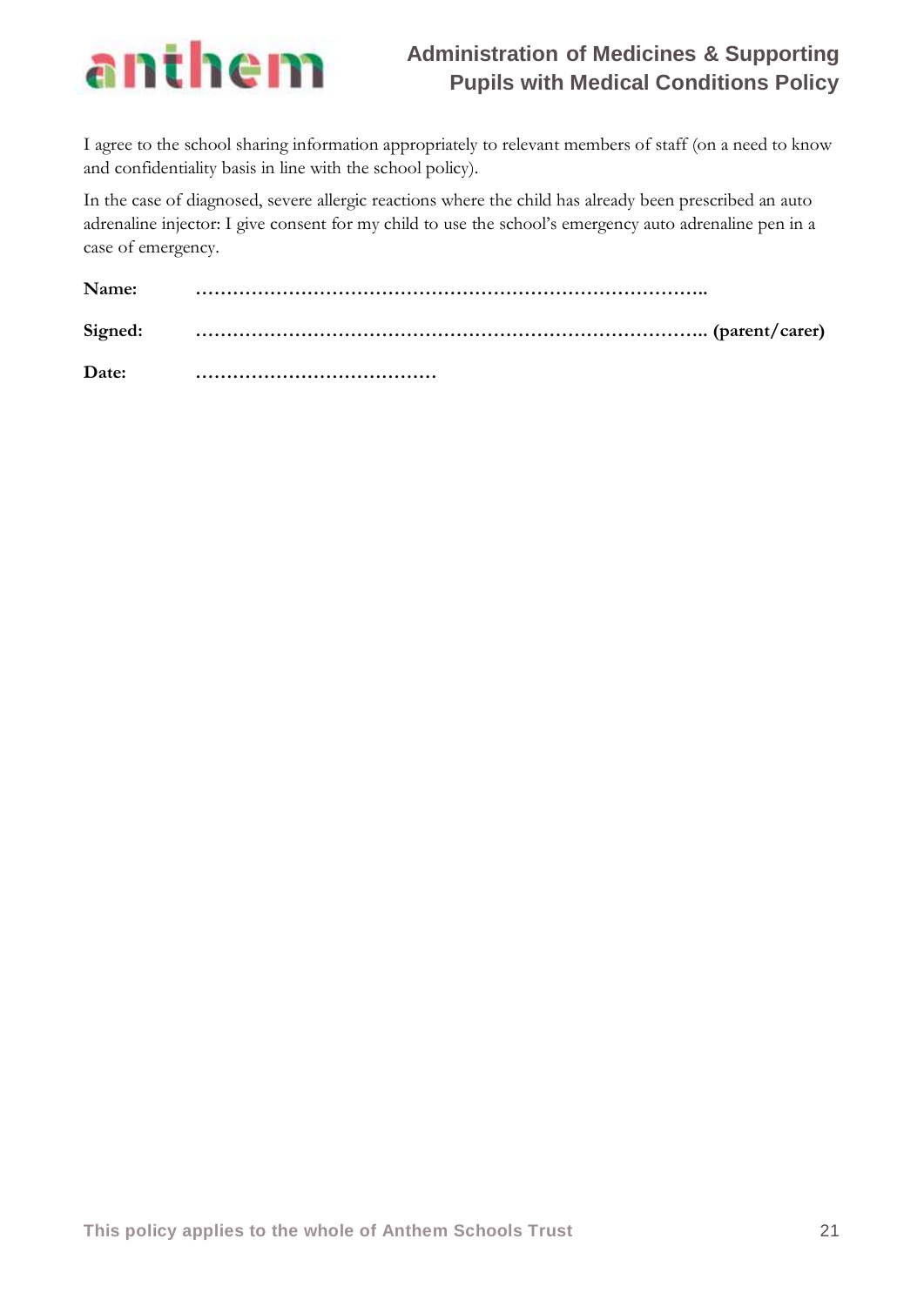I agree to the school sharing information appropriately to relevant members of staff (on a need to know and confidentiality basis in line with the school policy).

In the case of diagnosed, severe allergic reactions where the child has already been prescribed an auto adrenaline injector: I give consent for my child to use the school's emergency auto adrenaline pen in a case of emergency.

**Name:** ………………………………………………………………………..

**Signed:** ……………………………………………………………………….. **(parent/carer)**

**Date:** …………………………………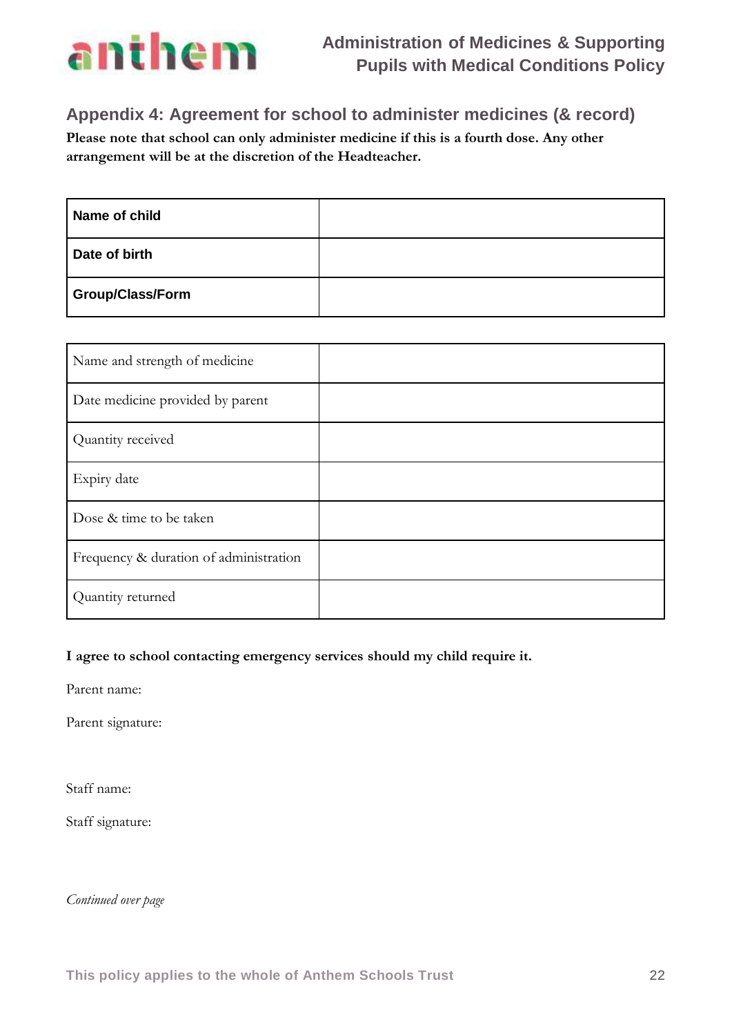## Appendix 4: Agreement for school to administer medicines (& record)

**Please note that school can only administer medicine if this is a fourth dose. Any other arrangement will be at the discretion of the Headteacher.**

| **Name of child** | |
|---|---|
| **Date of birth** | |
| **Group/Class/Form** | |

| Name and strength of medicine | |
|---|---|
| Date medicine provided by parent | |
| Quantity received | |
| Expiry date | |
| Dose & time to be taken | |
| Frequency & duration of administration | |
| Quantity returned | |

**I agree to school contacting emergency services should my child require it.**

Parent name:

Parent signature:

Staff name:

Staff signature:

*Continued over page*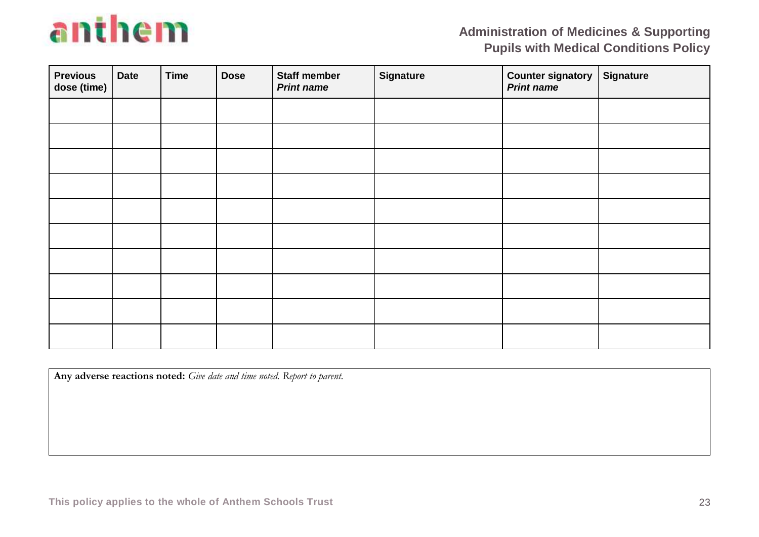| Previous dose (time) | Date | Time | Dose | Staff member *Print name* | Signature | Counter signatory *Print name* | Signature |
|---|---|---|---|---|---|---|---|
| | | | | | | | |
| | | | | | | | |
| | | | | | | | |
| | | | | | | | |
| | | | | | | | |
| | | | | | | | |
| | | | | | | | |
| | | | | | | | |
| | | | | | | | |
| | | | | | | | |

| **Any adverse reactions noted:** *Give date and time noted. Report to parent.* |
|---|
| |

This policy applies to the whole of Anthem Schools Trust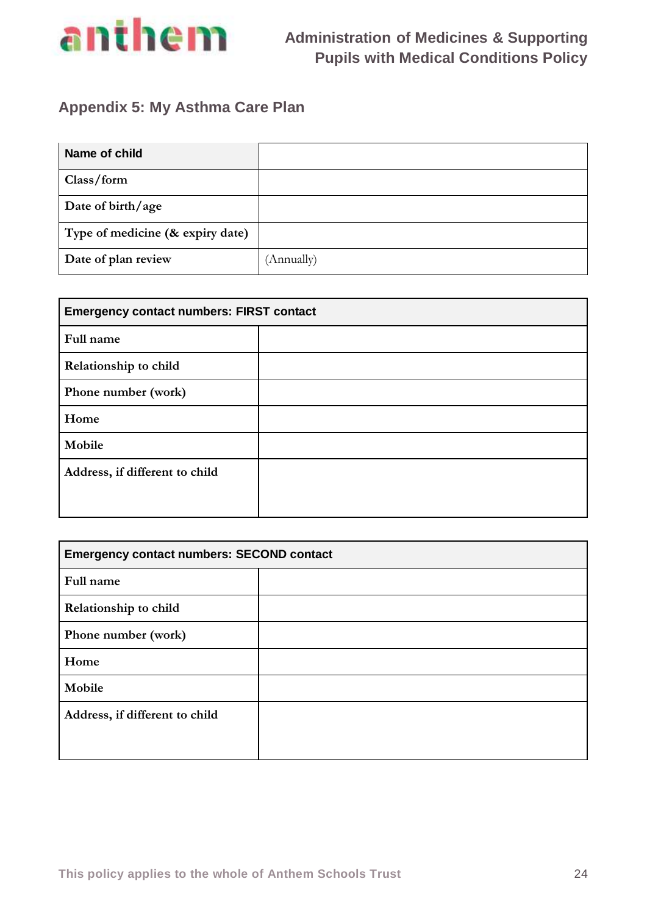## Appendix 5: My Asthma Care Plan

| Name of child | |
|---|---|
| Class/form | |
| Date of birth/age | |
| Type of medicine (& expiry date) | |
| Date of plan review | (Annually) |

| Emergency contact numbers: FIRST contact | |
|---|---|
| Full name | |
| Relationship to child | |
| Phone number (work) | |
| Home | |
| Mobile | |
| Address, if different to child | |

| Emergency contact numbers: SECOND contact | |
|---|---|
| Full name | |
| Relationship to child | |
| Phone number (work) | |
| Home | |
| Mobile | |
| Address, if different to child | |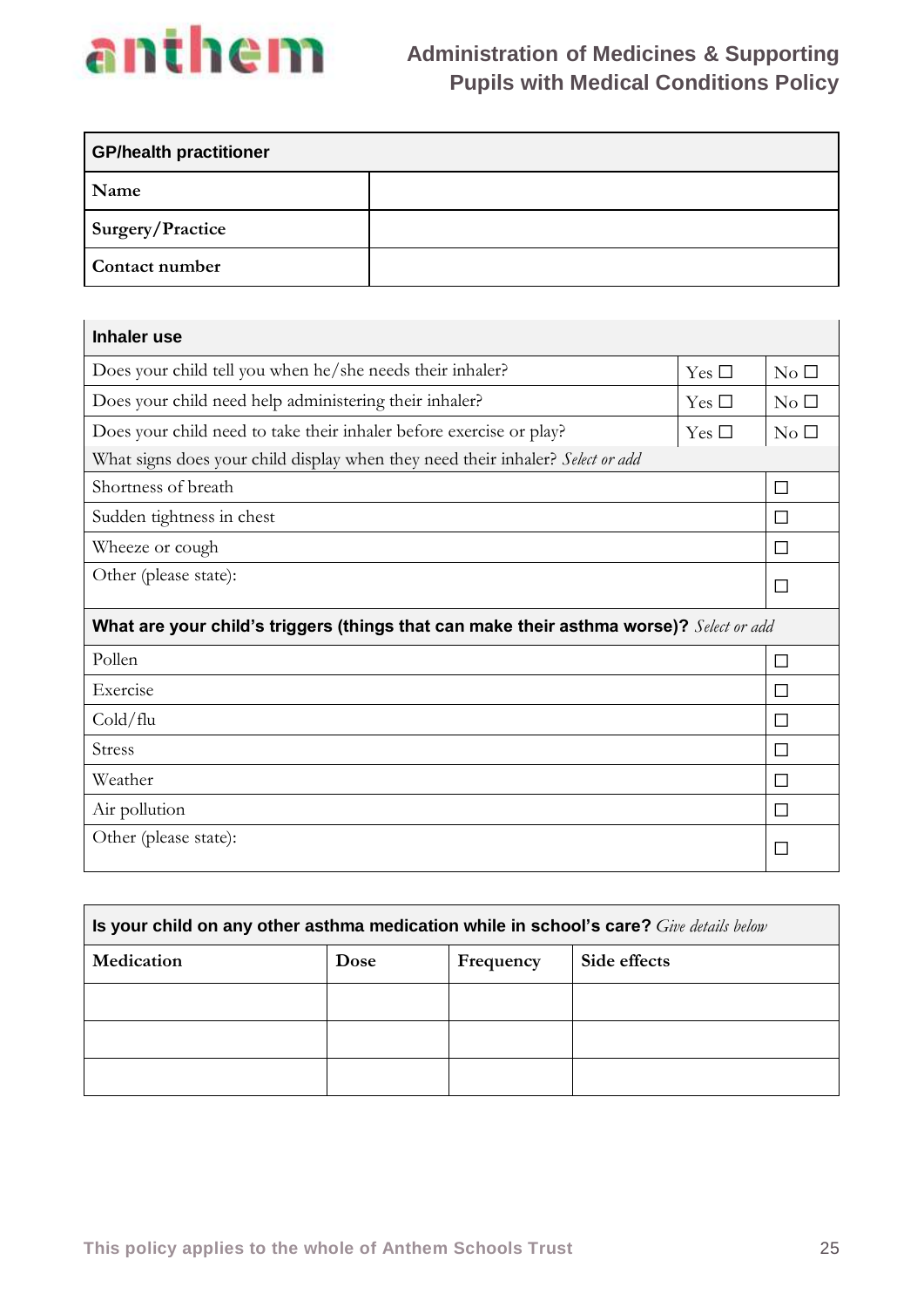| **GP/health practitioner** | |
|---|---|
| **Name** | |
| **Surgery/Practice** | |
| **Contact number** | |

| **Inhaler use** | | |
|---|---|---|
| Does your child tell you when he/she needs their inhaler? | Yes ☐ | No ☐ |
| Does your child need help administering their inhaler? | Yes ☐ | No ☐ |
| Does your child need to take their inhaler before exercise or play? | Yes ☐ | No ☐ |
| What signs does your child display when they need their inhaler? *Select or add* | | |
| Shortness of breath | | ☐ |
| Sudden tightness in chest | | ☐ |
| Wheeze or cough | | ☐ |
| Other (please state): | | ☐ |
| **What are your child's triggers (things that can make their asthma worse)?** *Select or add* | | |
| Pollen | | ☐ |
| Exercise | | ☐ |
| Cold/flu | | ☐ |
| Stress | | ☐ |
| Weather | | ☐ |
| Air pollution | | ☐ |
| Other (please state): | | ☐ |

| **Is your child on any other asthma medication while in school's care?** *Give details below* | | | |
|---|---|---|---|
| **Medication** | **Dose** | **Frequency** | **Side effects** |
| | | | |
| | | | |
| | | | |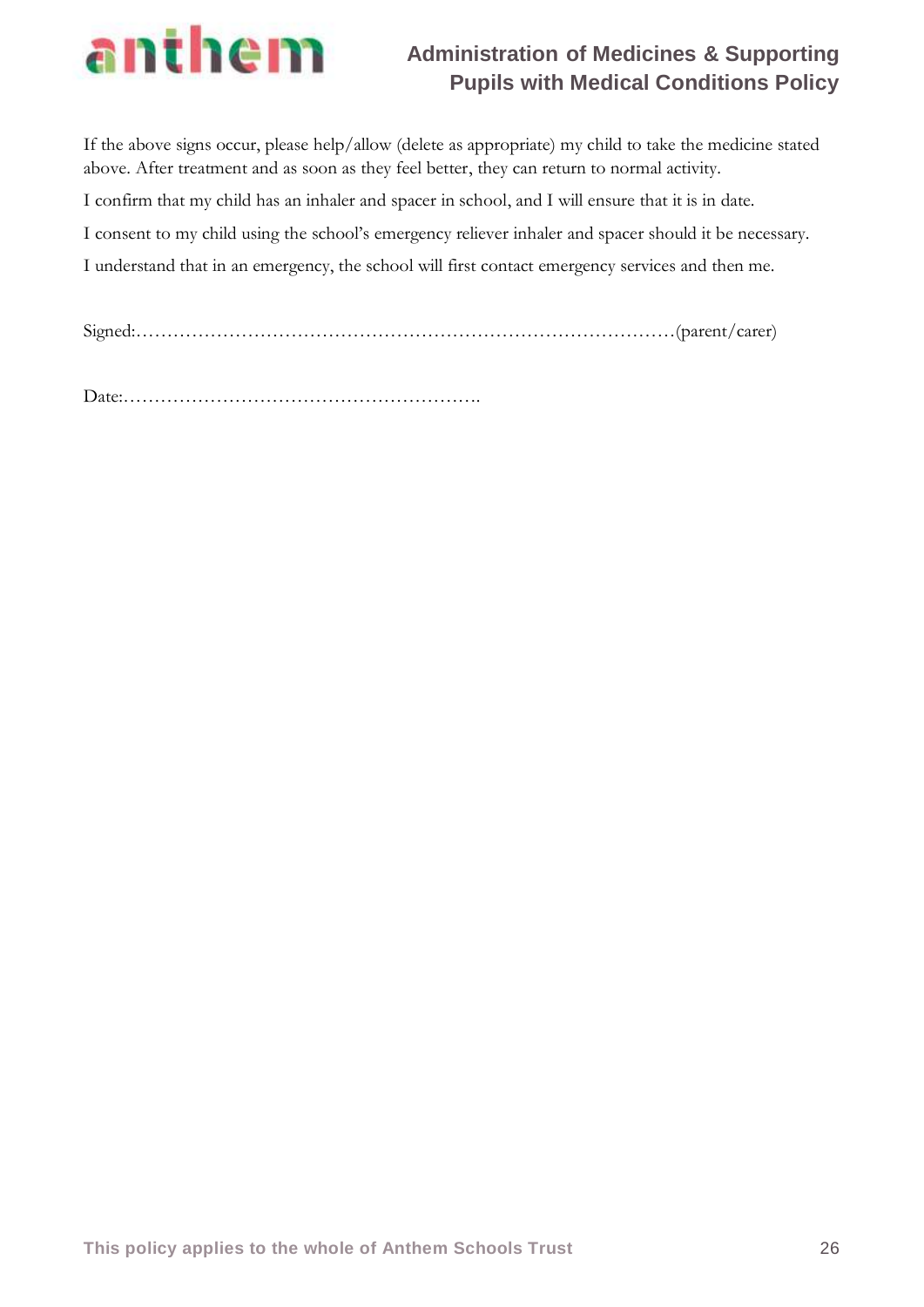If the above signs occur, please help/allow (delete as appropriate) my child to take the medicine stated above. After treatment and as soon as they feel better, they can return to normal activity.

I confirm that my child has an inhaler and spacer in school, and I will ensure that it is in date.

I consent to my child using the school's emergency reliever inhaler and spacer should it be necessary.

I understand that in an emergency, the school will first contact emergency services and then me.

Signed:………………………………………………………………………………(parent/carer)

Date:………………………………………………….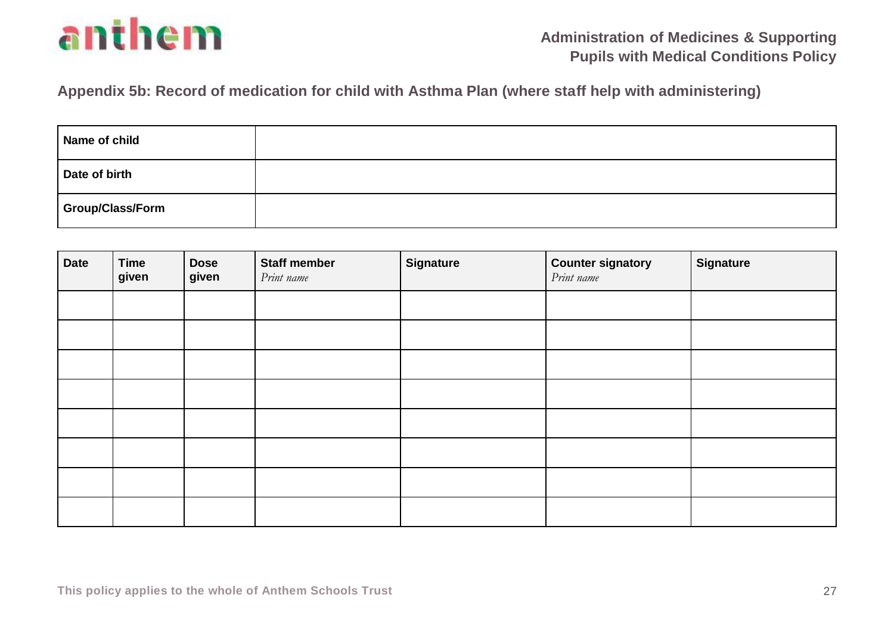## Appendix 5b: Record of medication for child with Asthma Plan (where staff help with administering)

| Name of child | |
|---|---|
| Date of birth | |
| Group/Class/Form | |

| Date | Time given | Dose given | Staff member *Print name* | Signature | Counter signatory *Print name* | Signature |
|---|---|---|---|---|---|---|
| | | | | | | |
| | | | | | | |
| | | | | | | |
| | | | | | | |
| | | | | | | |
| | | | | | | |
| | | | | | | |
| | | | | | | |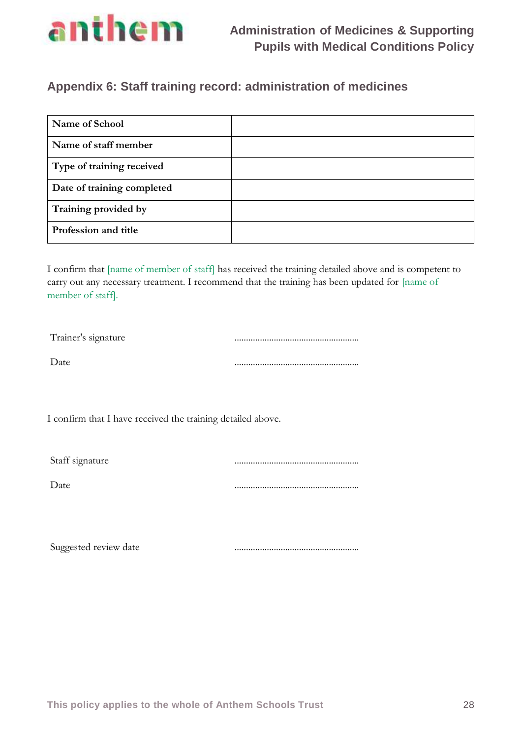## Appendix 6: Staff training record: administration of medicines

| | |
|---|---|
| **Name of School** | |
| **Name of staff member** | |
| **Type of training received** | |
| **Date of training completed** | |
| **Training provided by** | |
| **Profession and title** | |

I confirm that [name of member of staff] has received the training detailed above and is competent to carry out any necessary treatment. I recommend that the training has been updated for [name of member of staff].

Trainer's signature ......................................................

Date ......................................................

I confirm that I have received the training detailed above.

Staff signature ......................................................

Date ......................................................

Suggested review date ......................................................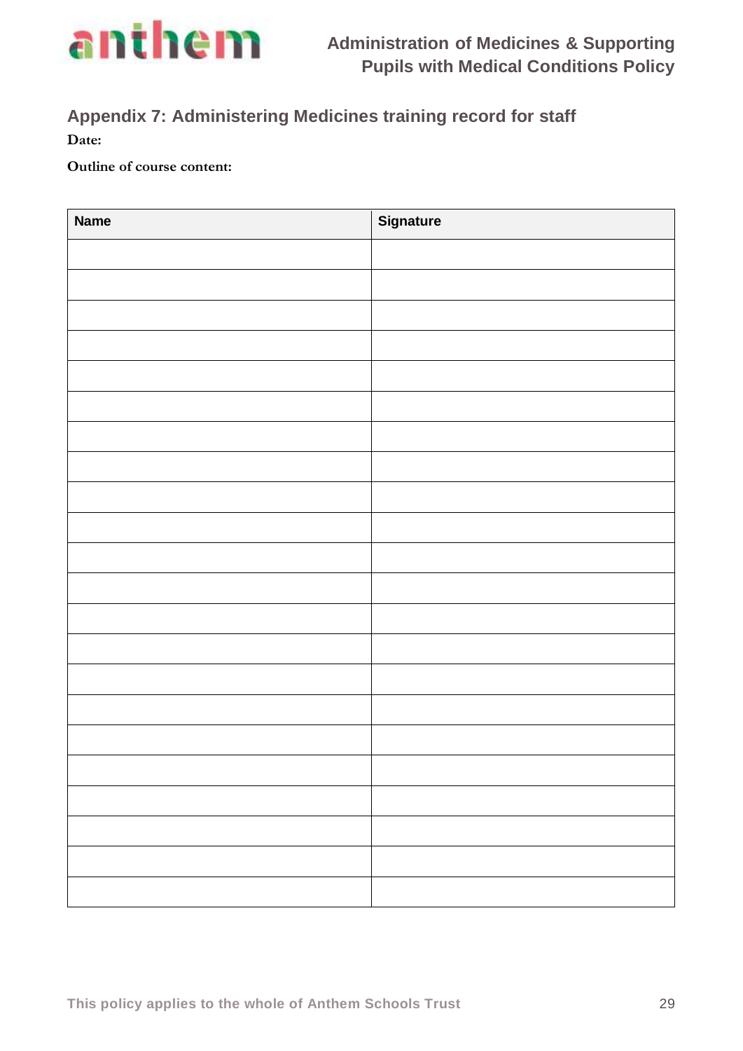## Appendix 7: Administering Medicines training record for staff

**Date:**

**Outline of course content:**

| Name | Signature |
|---|---|
| | |
| | |
| | |
| | |
| | |
| | |
| | |
| | |
| | |
| | |
| | |
| | |
| | |
| | |
| | |
| | |
| | |
| | |
| | |
| | |
| | |
| | |
| | |

This policy applies to the whole of Anthem Schools Trust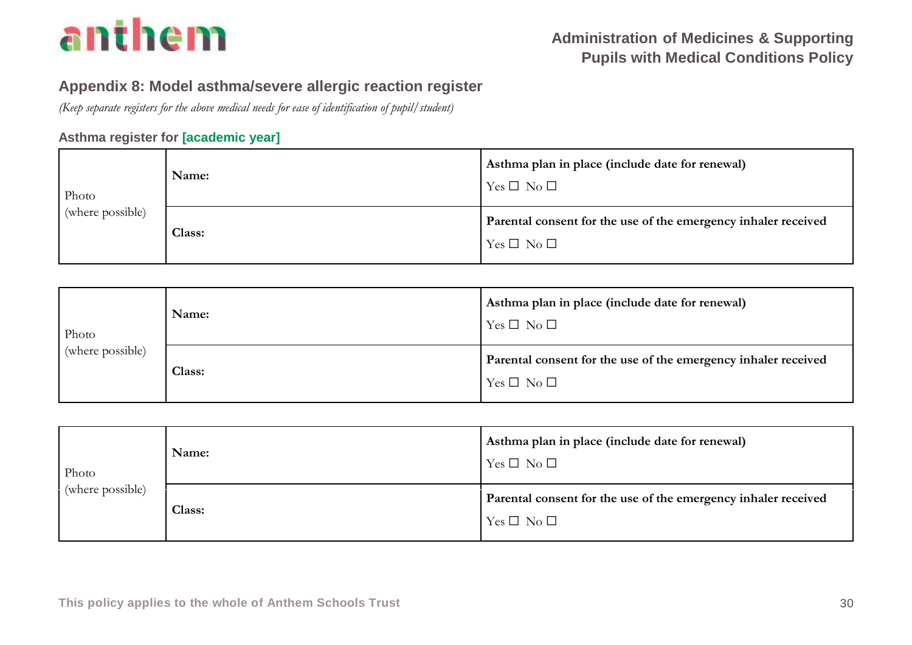## Appendix 8: Model asthma/severe allergic reaction register

*(Keep separate registers for the above medical needs for ease of identification of pupil/student)*

### Asthma register for [academic year]

| Photo (where possible) | Name: | Asthma plan in place (include date for renewal)<br>Yes ☐ No ☐ |
|---|---|---|
| | Class: | Parental consent for the use of the emergency inhaler received<br>Yes ☐ No ☐ |

| Photo (where possible) | Name: | Asthma plan in place (include date for renewal)<br>Yes ☐ No ☐ |
|---|---|---|
| | Class: | Parental consent for the use of the emergency inhaler received<br>Yes ☐ No ☐ |

| Photo (where possible) | Name: | Asthma plan in place (include date for renewal)<br>Yes ☐ No ☐ |
|---|---|---|
| | Class: | Parental consent for the use of the emergency inhaler received<br>Yes ☐ No ☐ |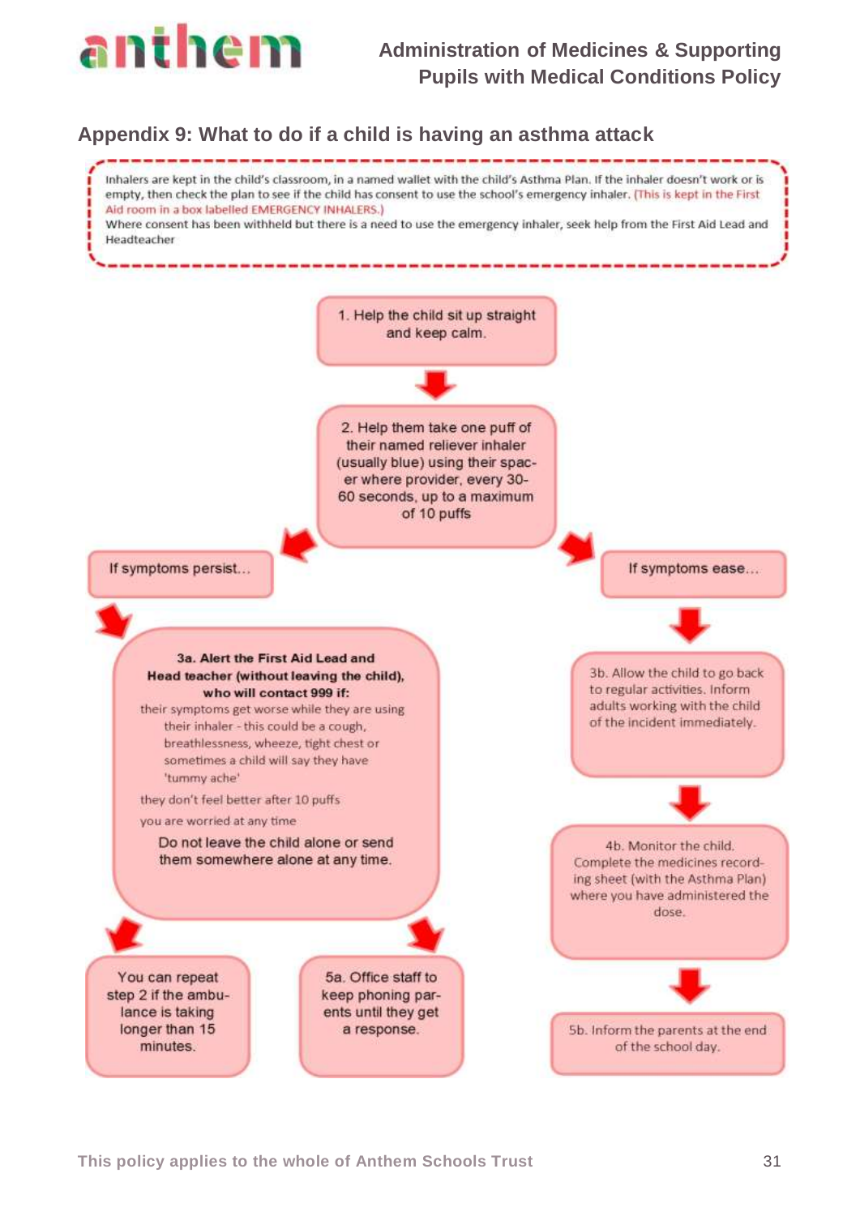## Appendix 9: What to do if a child is having an asthma attack

Inhalers are kept in the child's classroom, in a named wallet with the child's Asthma Plan. If the inhaler doesn't work or is empty, then check the plan to see if the child has consent to use the school's emergency inhaler. (This is kept in the First Aid room in a box labelled EMERGENCY INHALERS.)

Where consent has been withheld but there is a need to use the emergency inhaler, seek help from the First Aid Lead and Headteacher

1. Help the child sit up straight and keep calm.

2. Help them take one puff of their named reliever inhaler (usually blue) using their spacer where provider, every 30-60 seconds, up to a maximum of 10 puffs

**If symptoms persist...**

**3a. Alert the First Aid Lead and Head teacher (without leaving the child), who will contact 999 if:**

- their symptoms get worse while they are using their inhaler - this could be a cough, breathlessness, wheeze, tight chest or sometimes a child will say they have 'tummy ache'
- they don't feel better after 10 puffs
- you are worried at any time

Do not leave the child alone or send them somewhere alone at any time.

You can repeat step 2 if the ambulance is taking longer than 15 minutes.

5a. Office staff to keep phoning parents until they get a response.

**If symptoms ease...**

3b. Allow the child to go back to regular activities. Inform adults working with the child of the incident immediately.

4b. Monitor the child. Complete the medicines recording sheet (with the Asthma Plan) where you have administered the dose.

5b. Inform the parents at the end of the school day.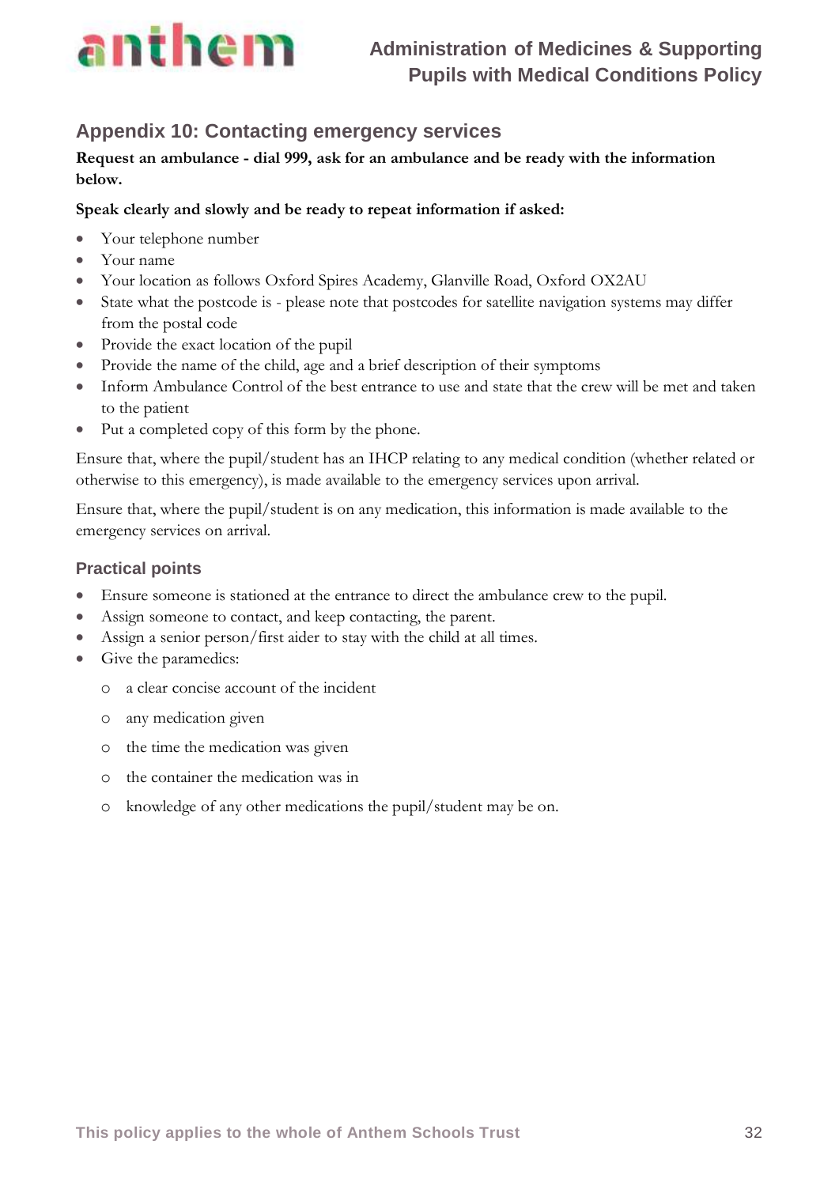## Appendix 10: Contacting emergency services

**Request an ambulance - dial 999, ask for an ambulance and be ready with the information below.**

**Speak clearly and slowly and be ready to repeat information if asked:**

- Your telephone number
- Your name
- Your location as follows Oxford Spires Academy, Glanville Road, Oxford OX2AU
- State what the postcode is - please note that postcodes for satellite navigation systems may differ from the postal code
- Provide the exact location of the pupil
- Provide the name of the child, age and a brief description of their symptoms
- Inform Ambulance Control of the best entrance to use and state that the crew will be met and taken to the patient
- Put a completed copy of this form by the phone.

Ensure that, where the pupil/student has an IHCP relating to any medical condition (whether related or otherwise to this emergency), is made available to the emergency services upon arrival.

Ensure that, where the pupil/student is on any medication, this information is made available to the emergency services on arrival.

### Practical points

- Ensure someone is stationed at the entrance to direct the ambulance crew to the pupil.
- Assign someone to contact, and keep contacting, the parent.
- Assign a senior person/first aider to stay with the child at all times.
- Give the paramedics:
  - a clear concise account of the incident
  - any medication given
  - the time the medication was given
  - the container the medication was in
  - knowledge of any other medications the pupil/student may be on.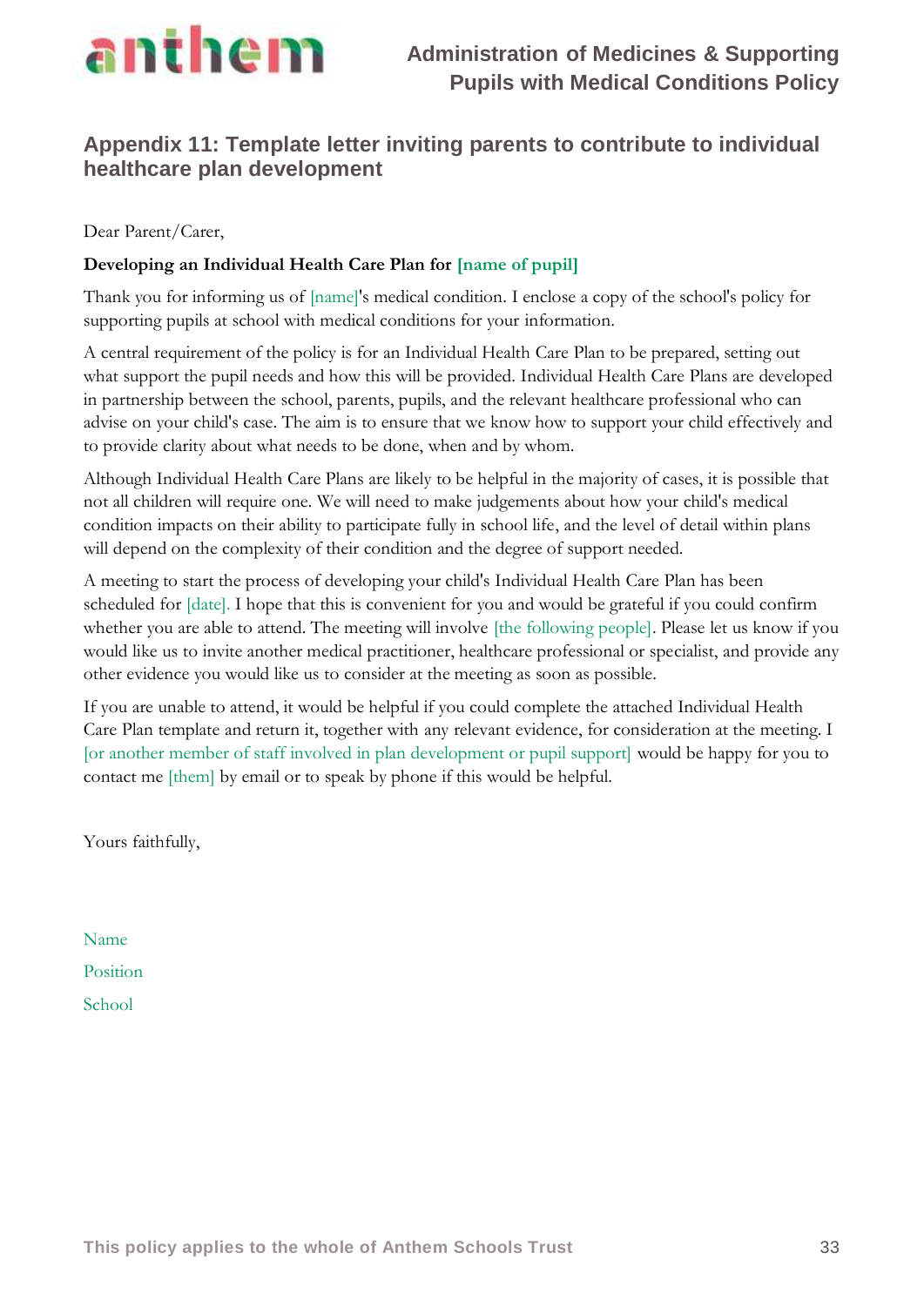## Appendix 11: Template letter inviting parents to contribute to individual healthcare plan development

Dear Parent/Carer,

**Developing an Individual Health Care Plan for [name of pupil]**

Thank you for informing us of [name]'s medical condition. I enclose a copy of the school's policy for supporting pupils at school with medical conditions for your information.

A central requirement of the policy is for an Individual Health Care Plan to be prepared, setting out what support the pupil needs and how this will be provided. Individual Health Care Plans are developed in partnership between the school, parents, pupils, and the relevant healthcare professional who can advise on your child's case. The aim is to ensure that we know how to support your child effectively and to provide clarity about what needs to be done, when and by whom.

Although Individual Health Care Plans are likely to be helpful in the majority of cases, it is possible that not all children will require one. We will need to make judgements about how your child's medical condition impacts on their ability to participate fully in school life, and the level of detail within plans will depend on the complexity of their condition and the degree of support needed.

A meeting to start the process of developing your child's Individual Health Care Plan has been scheduled for [date]. I hope that this is convenient for you and would be grateful if you could confirm whether you are able to attend. The meeting will involve [the following people]. Please let us know if you would like us to invite another medical practitioner, healthcare professional or specialist, and provide any other evidence you would like us to consider at the meeting as soon as possible.

If you are unable to attend, it would be helpful if you could complete the attached Individual Health Care Plan template and return it, together with any relevant evidence, for consideration at the meeting. I [or another member of staff involved in plan development or pupil support] would be happy for you to contact me [them] by email or to speak by phone if this would be helpful.

Yours faithfully,

Name

Position

School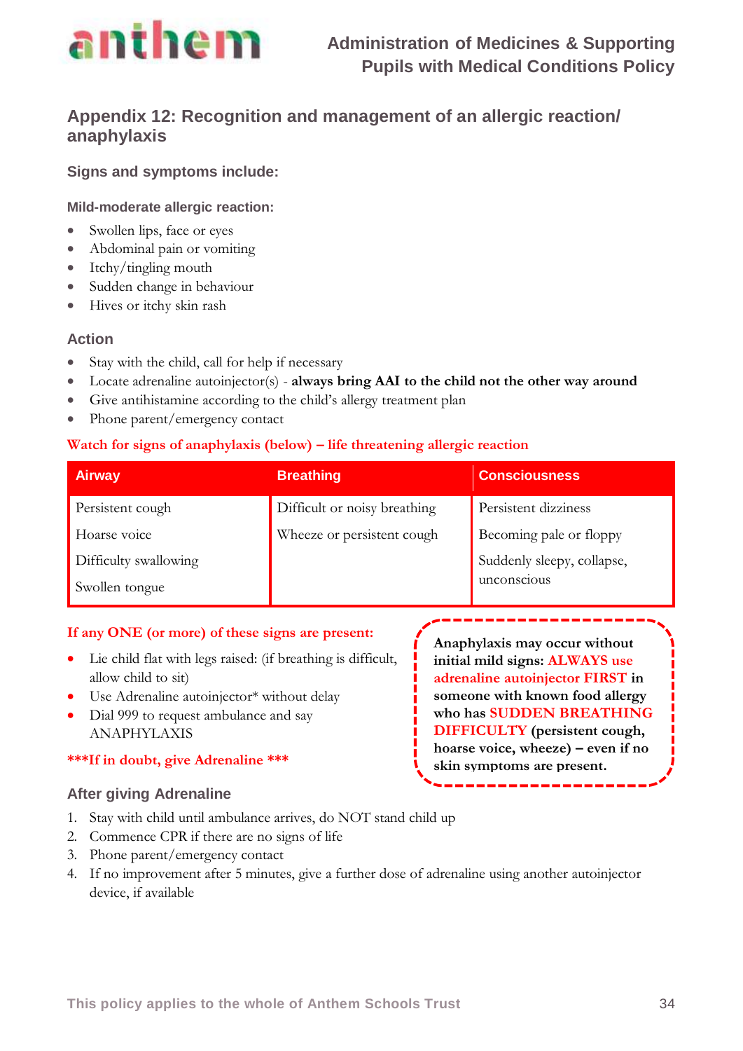## Appendix 12: Recognition and management of an allergic reaction/ anaphylaxis

### Signs and symptoms include:

#### Mild-moderate allergic reaction:

- Swollen lips, face or eyes
- Abdominal pain or vomiting
- Itchy/tingling mouth
- Sudden change in behaviour
- Hives or itchy skin rash

### Action

- Stay with the child, call for help if necessary
- Locate adrenaline autoinjector(s) - **always bring AAI to the child not the other way around**
- Give antihistamine according to the child's allergy treatment plan
- Phone parent/emergency contact

**Watch for signs of anaphylaxis (below) – life threatening allergic reaction**

| Airway | Breathing | Consciousness |
|---|---|---|
| Persistent cough | Difficult or noisy breathing | Persistent dizziness |
| Hoarse voice | Wheeze or persistent cough | Becoming pale or floppy |
| Difficulty swallowing | | Suddenly sleepy, collapse, unconscious |
| Swollen tongue | | |

**If any ONE (or more) of these signs are present:**

- Lie child flat with legs raised: (if breathing is difficult, allow child to sit)
- Use Adrenaline autoinjector* without delay
- Dial 999 to request ambulance and say ANAPHYLAXIS

**\*\*\*If in doubt, give Adrenaline \*\*\***

**Anaphylaxis may occur without initial mild signs: ALWAYS use adrenaline autoinjector FIRST in someone with known food allergy who has SUDDEN BREATHING DIFFICULTY (persistent cough, hoarse voice, wheeze) – even if no skin symptoms are present.**

### After giving Adrenaline

1. Stay with child until ambulance arrives, do NOT stand child up
2. Commence CPR if there are no signs of life
3. Phone parent/emergency contact
4. If no improvement after 5 minutes, give a further dose of adrenaline using another autoinjector device, if available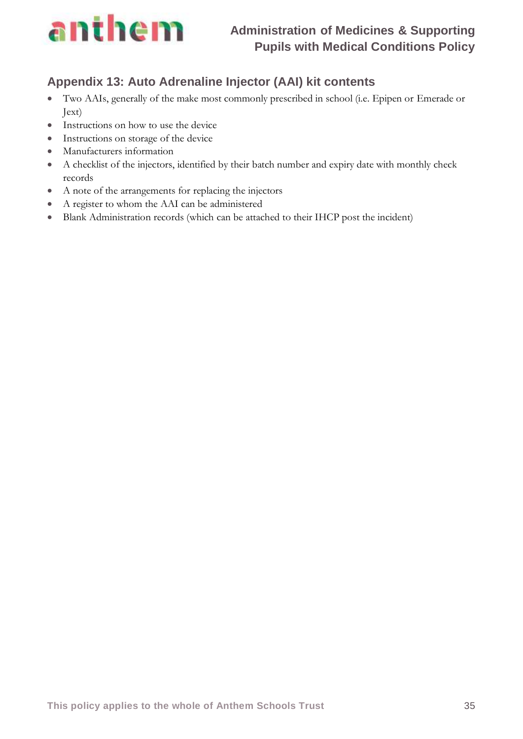## Appendix 13: Auto Adrenaline Injector (AAI) kit contents

- Two AAIs, generally of the make most commonly prescribed in school (i.e. Epipen or Emerade or Jext)
- Instructions on how to use the device
- Instructions on storage of the device
- Manufacturers information
- A checklist of the injectors, identified by their batch number and expiry date with monthly check records
- A note of the arrangements for replacing the injectors
- A register to whom the AAI can be administered
- Blank Administration records (which can be attached to their IHCP post the incident)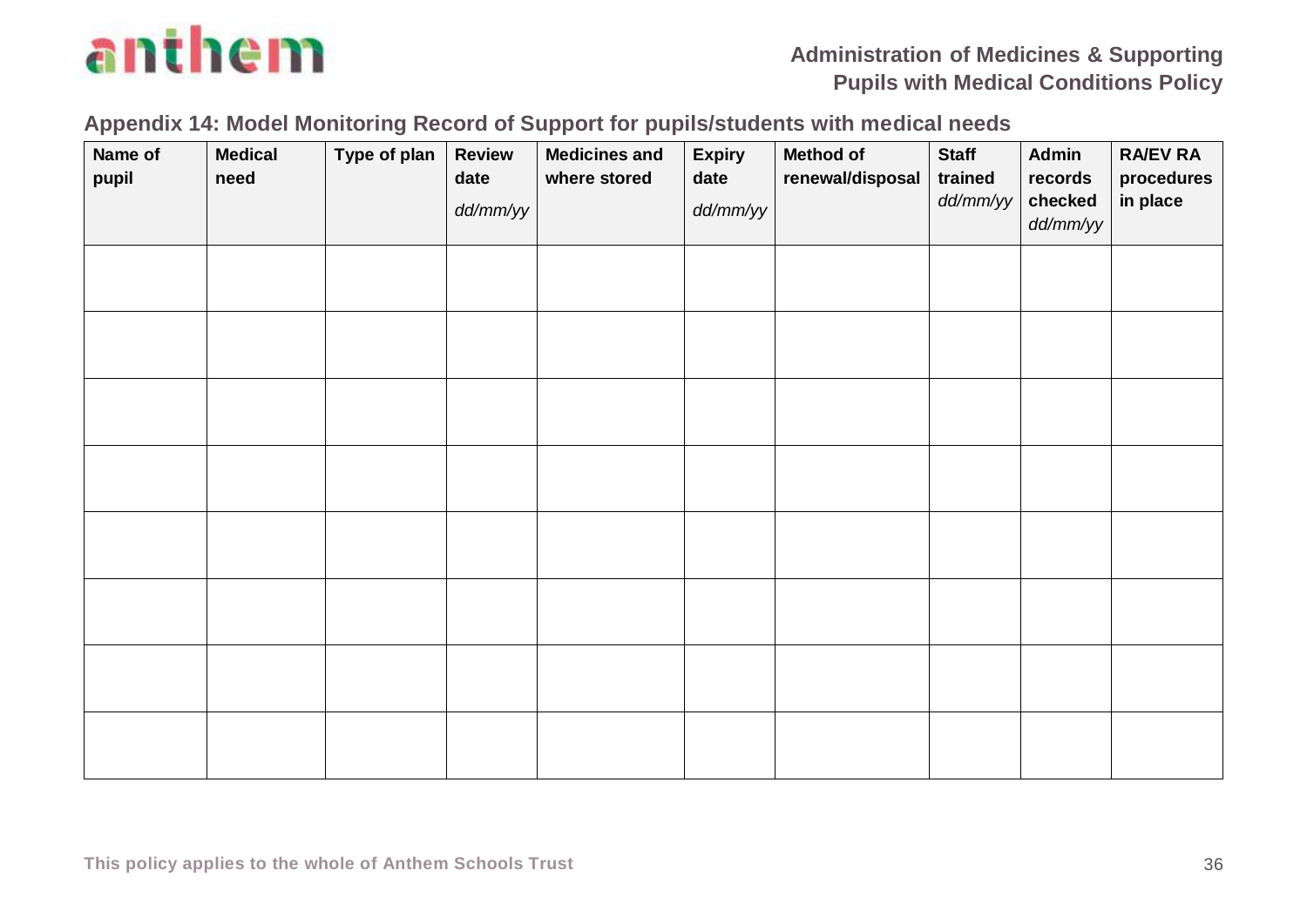## Appendix 14: Model Monitoring Record of Support for pupils/students with medical needs

| Name of pupil | Medical need | Type of plan | Review date *dd/mm/yy* | Medicines and where stored | Expiry date *dd/mm/yy* | Method of renewal/disposal | Staff trained *dd/mm/yy* | Admin records checked *dd/mm/yy* | RA/EV RA procedures in place |
|---|---|---|---|---|---|---|---|---|---|
| | | | | | | | | | |
| | | | | | | | | | |
| | | | | | | | | | |
| | | | | | | | | | |
| | | | | | | | | | |
| | | | | | | | | | |
| | | | | | | | | | |
| | | | | | | | | | |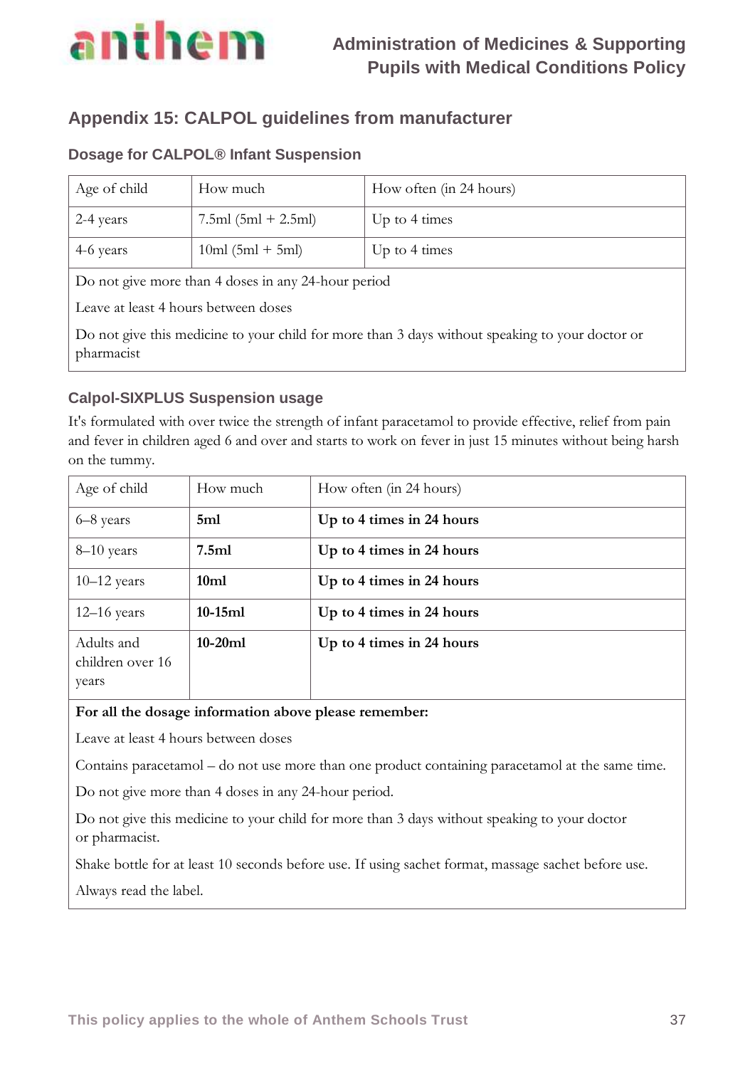## Appendix 15: CALPOL guidelines from manufacturer

### Dosage for CALPOL® Infant Suspension

| Age of child | How much | How often (in 24 hours) |
|---|---|---|
| 2-4 years | 7.5ml (5ml + 2.5ml) | Up to 4 times |
| 4-6 years | 10ml (5ml + 5ml) | Up to 4 times |
| Do not give more than 4 doses in any 24-hour period<br>Leave at least 4 hours between doses<br>Do not give this medicine to your child for more than 3 days without speaking to your doctor or pharmacist | | |

### Calpol-SIXPLUS Suspension usage

It's formulated with over twice the strength of infant paracetamol to provide effective, relief from pain and fever in children aged 6 and over and starts to work on fever in just 15 minutes without being harsh on the tummy.

| Age of child | How much | How often (in 24 hours) |
|---|---|---|
| 6–8 years | **5ml** | **Up to 4 times in 24 hours** |
| 8–10 years | **7.5ml** | **Up to 4 times in 24 hours** |
| 10–12 years | **10ml** | **Up to 4 times in 24 hours** |
| 12–16 years | **10-15ml** | **Up to 4 times in 24 hours** |
| Adults and children over 16 years | **10-20ml** | **Up to 4 times in 24 hours** |
| **For all the dosage information above please remember:**<br>Leave at least 4 hours between doses<br>Contains paracetamol – do not use more than one product containing paracetamol at the same time.<br>Do not give more than 4 doses in any 24-hour period.<br>Do not give this medicine to your child for more than 3 days without speaking to your doctor or pharmacist.<br>Shake bottle for at least 10 seconds before use. If using sachet format, massage sachet before use.<br>Always read the label. | | |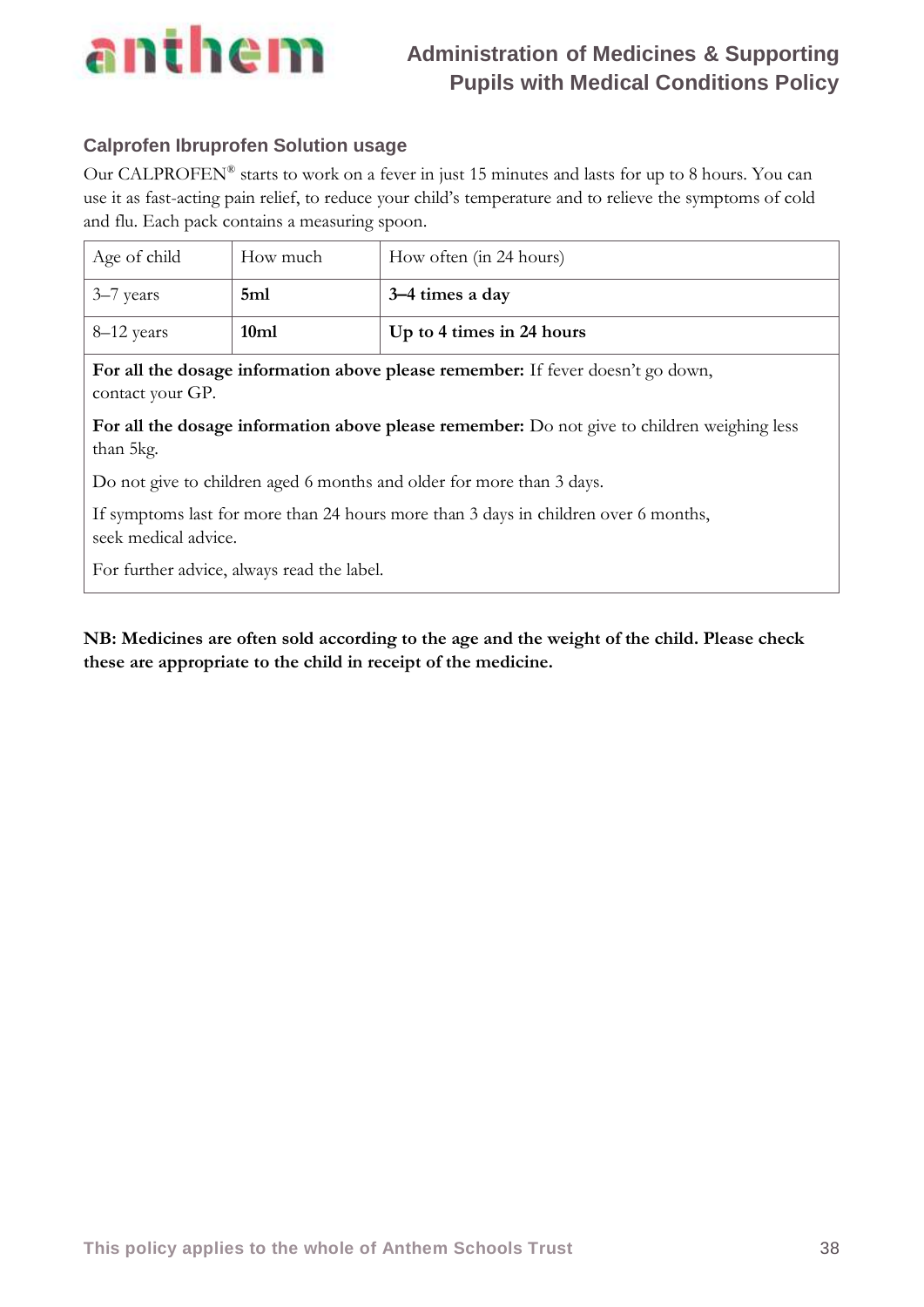### Calprofen Ibruprofen Solution usage

Our CALPROFEN® starts to work on a fever in just 15 minutes and lasts for up to 8 hours. You can use it as fast-acting pain relief, to reduce your child's temperature and to relieve the symptoms of cold and flu. Each pack contains a measuring spoon.

| Age of child | How much | How often (in 24 hours) |
|---|---|---|
| 3–7 years | **5ml** | **3–4 times a day** |
| 8–12 years | **10ml** | **Up to 4 times in 24 hours** |

**For all the dosage information above please remember:** If fever doesn't go down, contact your GP.

**For all the dosage information above please remember:** Do not give to children weighing less than 5kg.

Do not give to children aged 6 months and older for more than 3 days.

If symptoms last for more than 24 hours more than 3 days in children over 6 months, seek medical advice.

For further advice, always read the label.

**NB: Medicines are often sold according to the age and the weight of the child. Please check these are appropriate to the child in receipt of the medicine.**